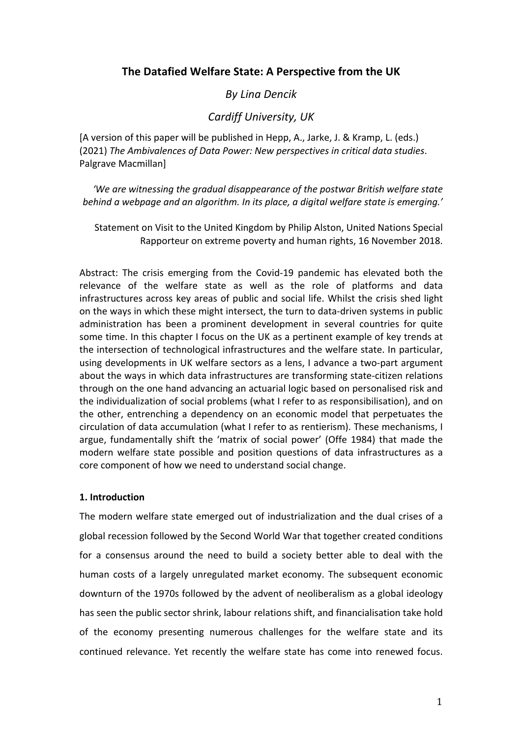# The Datafied Welfare State: A Perspective from the UK

*By Lina Dencik*

*Cardiff University, UK*

[A version of this paper will be published in Hepp, A., Jarke, J. & Kramp, L. (eds.) (2021) *The Ambivalences of Data Power: New perspectives in critical data studies*. Palgrave Macmillan]

> *'We are witnessing the gradual disappearance of the postwar British welfare state behind a webpage and an algorithm. In its place, a digital welfare state is emerging.'*
>
> Statement on Visit to the United Kingdom by Philip Alston, United Nations Special Rapporteur on extreme poverty and human rights, 16 November 2018.

Abstract: The crisis emerging from the Covid-19 pandemic has elevated both the relevance of the welfare state as well as the role of platforms and data infrastructures across key areas of public and social life. Whilst the crisis shed light on the ways in which these might intersect, the turn to data-driven systems in public administration has been a prominent development in several countries for quite some time. In this chapter I focus on the UK as a pertinent example of key trends at the intersection of technological infrastructures and the welfare state. In particular, using developments in UK welfare sectors as a lens, I advance a two-part argument about the ways in which data infrastructures are transforming state-citizen relations through on the one hand advancing an actuarial logic based on personalised risk and the individualization of social problems (what I refer to as responsibilisation), and on the other, entrenching a dependency on an economic model that perpetuates the circulation of data accumulation (what I refer to as rentierism). These mechanisms, I argue, fundamentally shift the 'matrix of social power' (Offe 1984) that made the modern welfare state possible and position questions of data infrastructures as a core component of how we need to understand social change.

## 1. Introduction

The modern welfare state emerged out of industrialization and the dual crises of a global recession followed by the Second World War that together created conditions for a consensus around the need to build a society better able to deal with the human costs of a largely unregulated market economy. The subsequent economic downturn of the 1970s followed by the advent of neoliberalism as a global ideology has seen the public sector shrink, labour relations shift, and financialisation take hold of the economy presenting numerous challenges for the welfare state and its continued relevance. Yet recently the welfare state has come into renewed focus.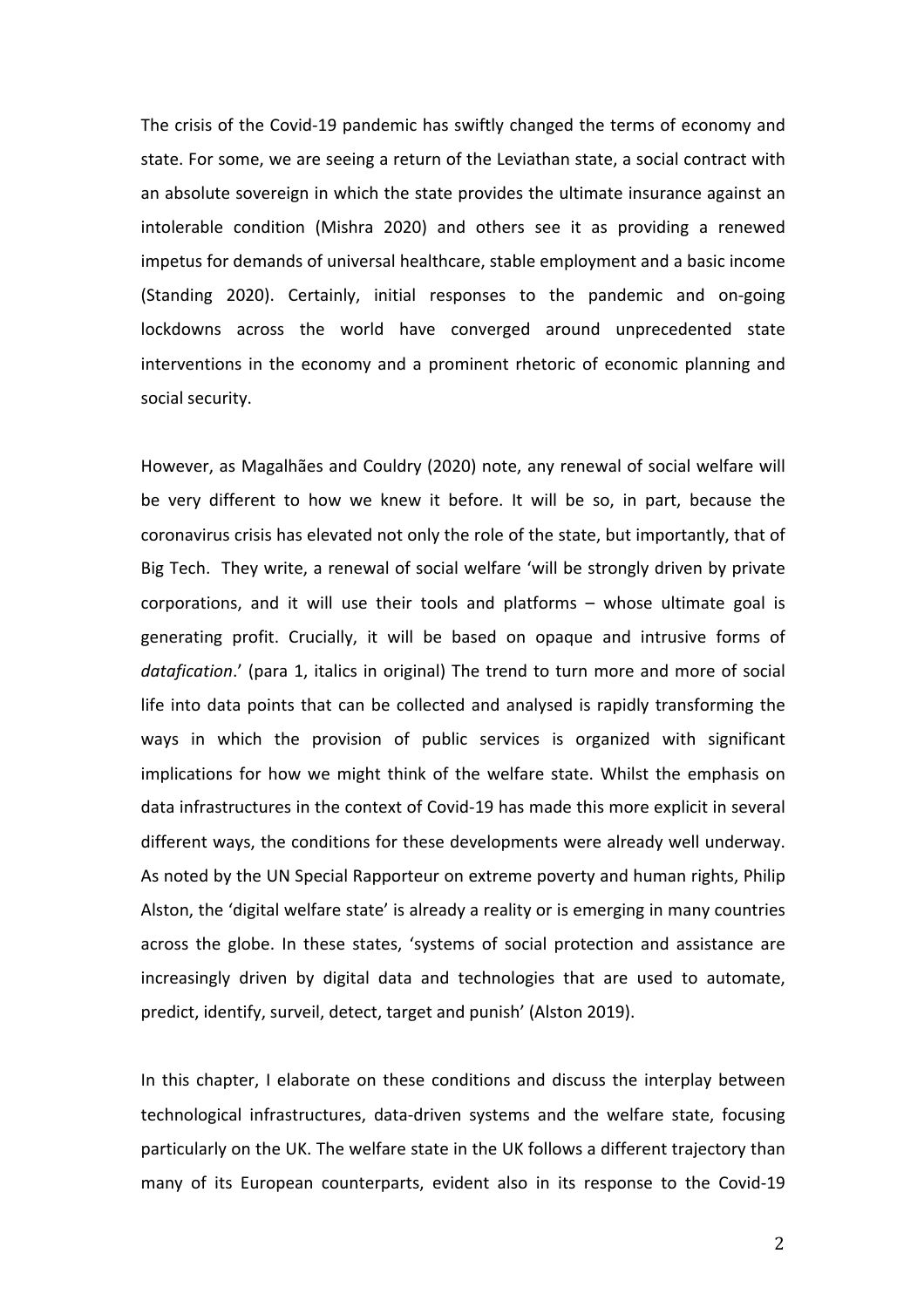The crisis of the Covid-19 pandemic has swiftly changed the terms of economy and state. For some, we are seeing a return of the Leviathan state, a social contract with an absolute sovereign in which the state provides the ultimate insurance against an intolerable condition (Mishra 2020) and others see it as providing a renewed impetus for demands of universal healthcare, stable employment and a basic income (Standing 2020). Certainly, initial responses to the pandemic and on-going lockdowns across the world have converged around unprecedented state interventions in the economy and a prominent rhetoric of economic planning and social security.

However, as Magalhães and Couldry (2020) note, any renewal of social welfare will be very different to how we knew it before. It will be so, in part, because the coronavirus crisis has elevated not only the role of the state, but importantly, that of Big Tech. They write, a renewal of social welfare 'will be strongly driven by private corporations, and it will use their tools and platforms – whose ultimate goal is generating profit. Crucially, it will be based on opaque and intrusive forms of *datafication*.' (para 1, italics in original) The trend to turn more and more of social life into data points that can be collected and analysed is rapidly transforming the ways in which the provision of public services is organized with significant implications for how we might think of the welfare state. Whilst the emphasis on data infrastructures in the context of Covid-19 has made this more explicit in several different ways, the conditions for these developments were already well underway. As noted by the UN Special Rapporteur on extreme poverty and human rights, Philip Alston, the 'digital welfare state' is already a reality or is emerging in many countries across the globe. In these states, 'systems of social protection and assistance are increasingly driven by digital data and technologies that are used to automate, predict, identify, surveil, detect, target and punish' (Alston 2019).

In this chapter, I elaborate on these conditions and discuss the interplay between technological infrastructures, data-driven systems and the welfare state, focusing particularly on the UK. The welfare state in the UK follows a different trajectory than many of its European counterparts, evident also in its response to the Covid-19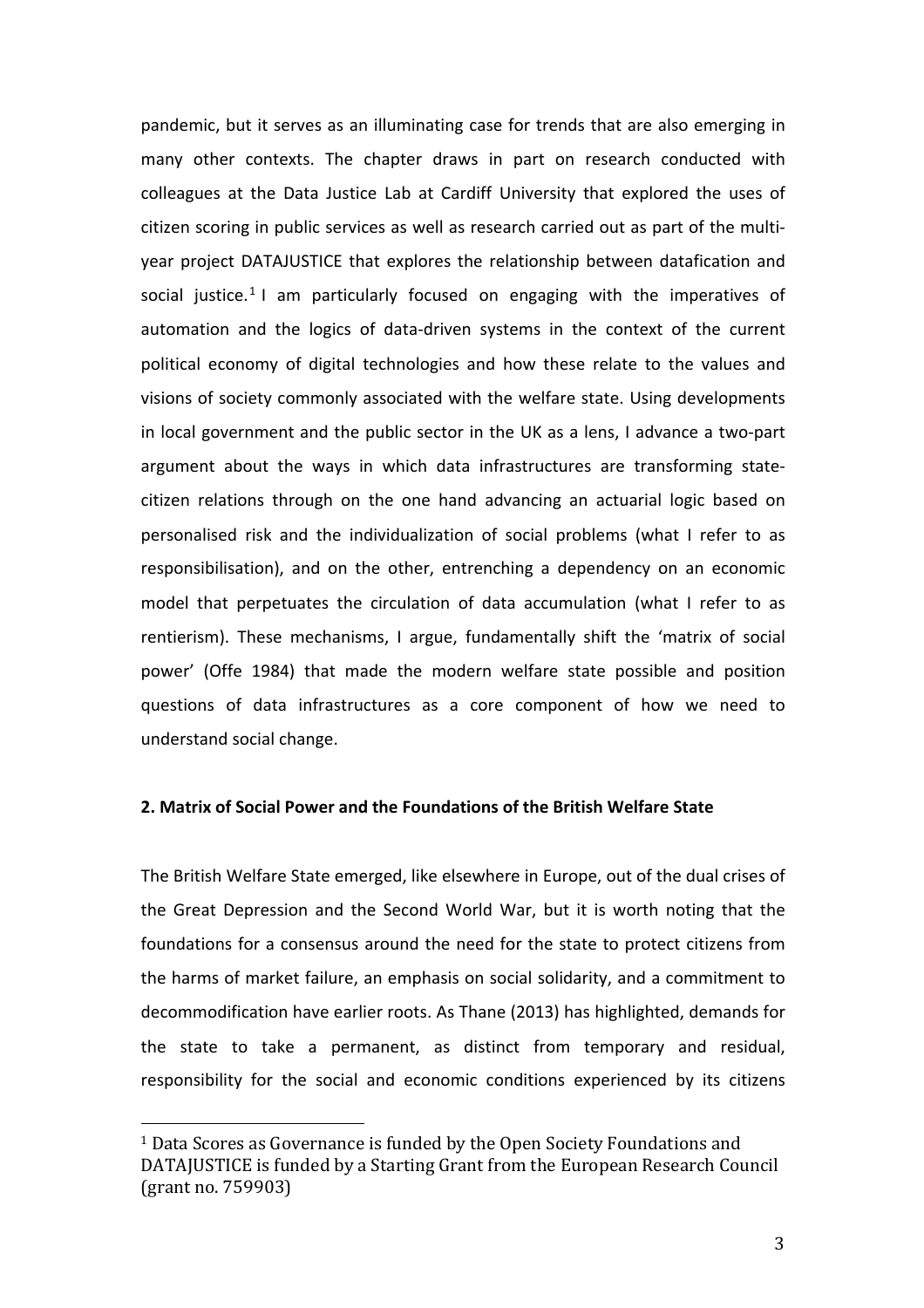pandemic, but it serves as an illuminating case for trends that are also emerging in many other contexts. The chapter draws in part on research conducted with colleagues at the Data Justice Lab at Cardiff University that explored the uses of citizen scoring in public services as well as research carried out as part of the multi-year project DATAJUSTICE that explores the relationship between datafication and social justice.[1] I am particularly focused on engaging with the imperatives of automation and the logics of data-driven systems in the context of the current political economy of digital technologies and how these relate to the values and visions of society commonly associated with the welfare state. Using developments in local government and the public sector in the UK as a lens, I advance a two-part argument about the ways in which data infrastructures are transforming state-citizen relations through on the one hand advancing an actuarial logic based on personalised risk and the individualization of social problems (what I refer to as responsibilisation), and on the other, entrenching a dependency on an economic model that perpetuates the circulation of data accumulation (what I refer to as rentierism). These mechanisms, I argue, fundamentally shift the 'matrix of social power' (Offe 1984) that made the modern welfare state possible and position questions of data infrastructures as a core component of how we need to understand social change.

## 2. Matrix of Social Power and the Foundations of the British Welfare State

The British Welfare State emerged, like elsewhere in Europe, out of the dual crises of the Great Depression and the Second World War, but it is worth noting that the foundations for a consensus around the need for the state to protect citizens from the harms of market failure, an emphasis on social solidarity, and a commitment to decommodification have earlier roots. As Thane (2013) has highlighted, demands for the state to take a permanent, as distinct from temporary and residual, responsibility for the social and economic conditions experienced by its citizens

[1] Data Scores as Governance is funded by the Open Society Foundations and DATAJUSTICE is funded by a Starting Grant from the European Research Council (grant no. 759903)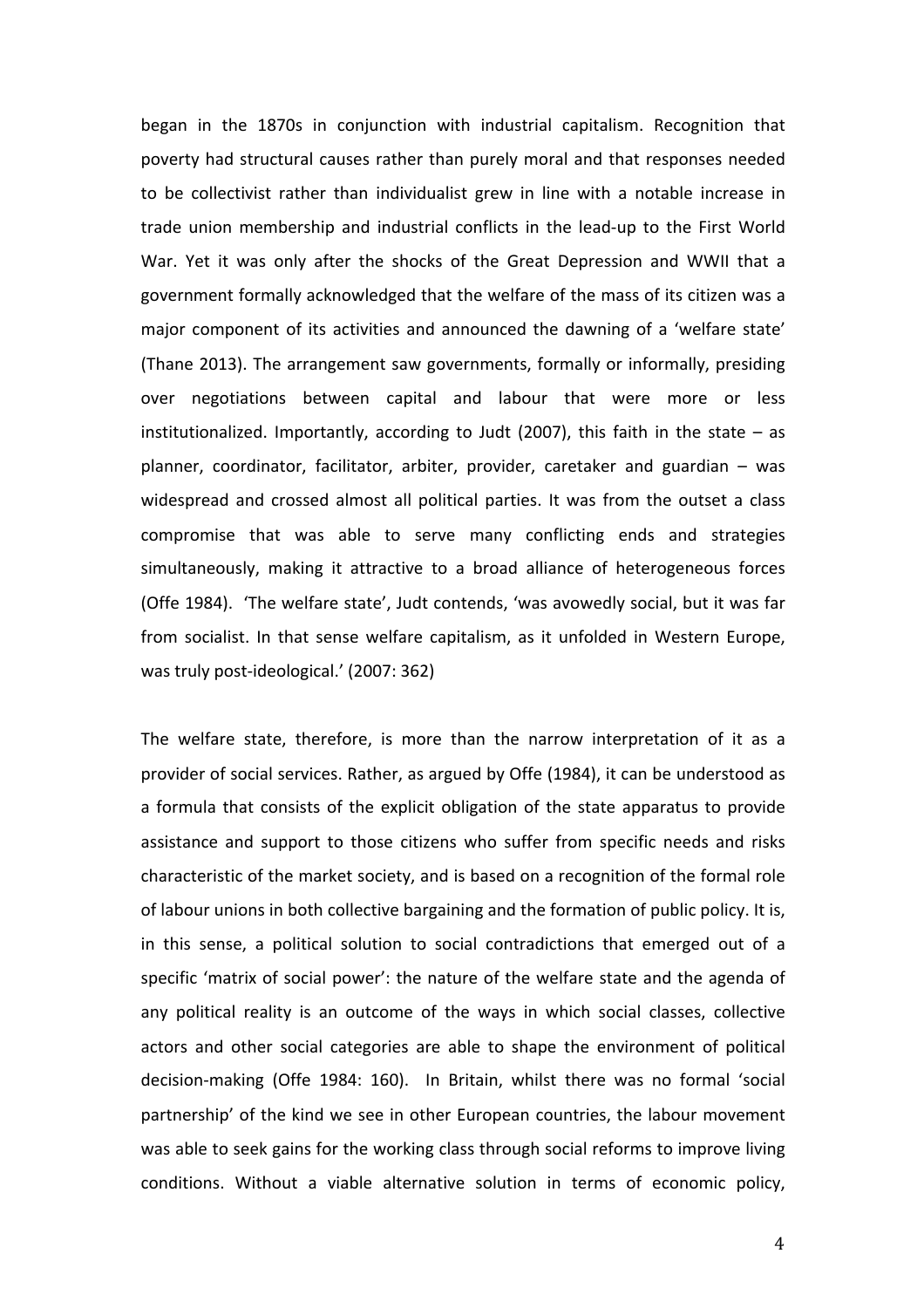began in the 1870s in conjunction with industrial capitalism. Recognition that poverty had structural causes rather than purely moral and that responses needed to be collectivist rather than individualist grew in line with a notable increase in trade union membership and industrial conflicts in the lead-up to the First World War. Yet it was only after the shocks of the Great Depression and WWII that a government formally acknowledged that the welfare of the mass of its citizen was a major component of its activities and announced the dawning of a 'welfare state' (Thane 2013). The arrangement saw governments, formally or informally, presiding over negotiations between capital and labour that were more or less institutionalized. Importantly, according to Judt (2007), this faith in the state – as planner, coordinator, facilitator, arbiter, provider, caretaker and guardian – was widespread and crossed almost all political parties. It was from the outset a class compromise that was able to serve many conflicting ends and strategies simultaneously, making it attractive to a broad alliance of heterogeneous forces (Offe 1984). 'The welfare state', Judt contends, 'was avowedly social, but it was far from socialist. In that sense welfare capitalism, as it unfolded in Western Europe, was truly post-ideological.' (2007: 362)

The welfare state, therefore, is more than the narrow interpretation of it as a provider of social services. Rather, as argued by Offe (1984), it can be understood as a formula that consists of the explicit obligation of the state apparatus to provide assistance and support to those citizens who suffer from specific needs and risks characteristic of the market society, and is based on a recognition of the formal role of labour unions in both collective bargaining and the formation of public policy. It is, in this sense, a political solution to social contradictions that emerged out of a specific 'matrix of social power': the nature of the welfare state and the agenda of any political reality is an outcome of the ways in which social classes, collective actors and other social categories are able to shape the environment of political decision-making (Offe 1984: 160). In Britain, whilst there was no formal 'social partnership' of the kind we see in other European countries, the labour movement was able to seek gains for the working class through social reforms to improve living conditions. Without a viable alternative solution in terms of economic policy,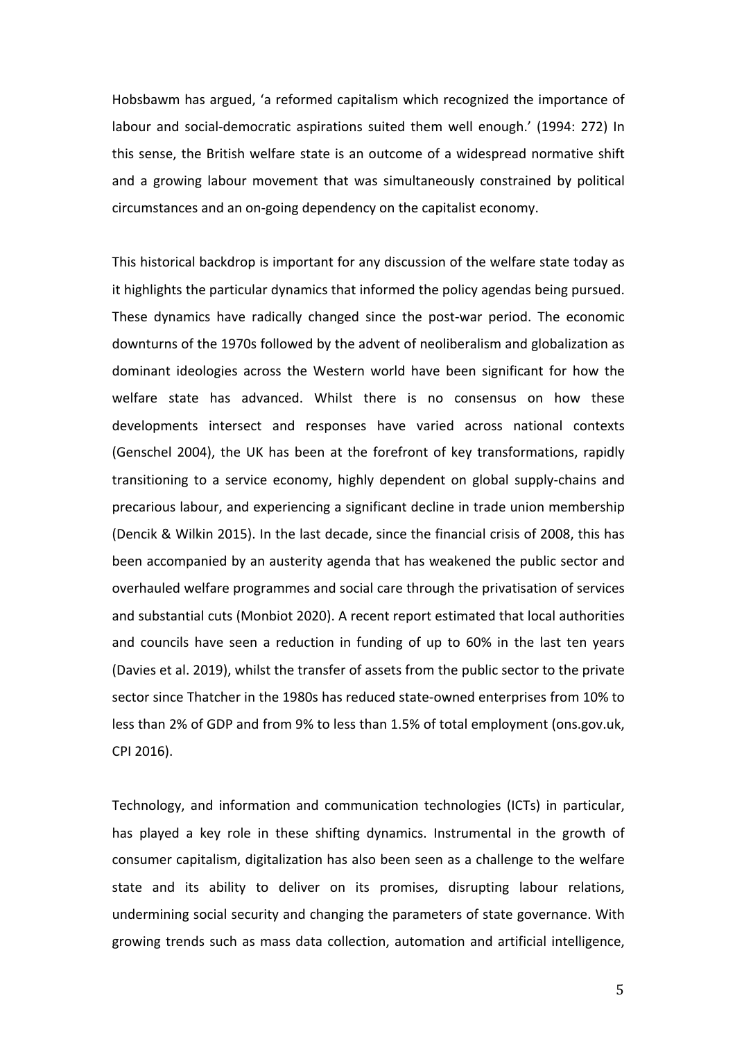Hobsbawm has argued, 'a reformed capitalism which recognized the importance of labour and social-democratic aspirations suited them well enough.' (1994: 272) In this sense, the British welfare state is an outcome of a widespread normative shift and a growing labour movement that was simultaneously constrained by political circumstances and an on-going dependency on the capitalist economy.

This historical backdrop is important for any discussion of the welfare state today as it highlights the particular dynamics that informed the policy agendas being pursued. These dynamics have radically changed since the post-war period. The economic downturns of the 1970s followed by the advent of neoliberalism and globalization as dominant ideologies across the Western world have been significant for how the welfare state has advanced. Whilst there is no consensus on how these developments intersect and responses have varied across national contexts (Genschel 2004), the UK has been at the forefront of key transformations, rapidly transitioning to a service economy, highly dependent on global supply-chains and precarious labour, and experiencing a significant decline in trade union membership (Dencik & Wilkin 2015). In the last decade, since the financial crisis of 2008, this has been accompanied by an austerity agenda that has weakened the public sector and overhauled welfare programmes and social care through the privatisation of services and substantial cuts (Monbiot 2020). A recent report estimated that local authorities and councils have seen a reduction in funding of up to 60% in the last ten years (Davies et al. 2019), whilst the transfer of assets from the public sector to the private sector since Thatcher in the 1980s has reduced state-owned enterprises from 10% to less than 2% of GDP and from 9% to less than 1.5% of total employment (ons.gov.uk, CPI 2016).

Technology, and information and communication technologies (ICTs) in particular, has played a key role in these shifting dynamics. Instrumental in the growth of consumer capitalism, digitalization has also been seen as a challenge to the welfare state and its ability to deliver on its promises, disrupting labour relations, undermining social security and changing the parameters of state governance. With growing trends such as mass data collection, automation and artificial intelligence,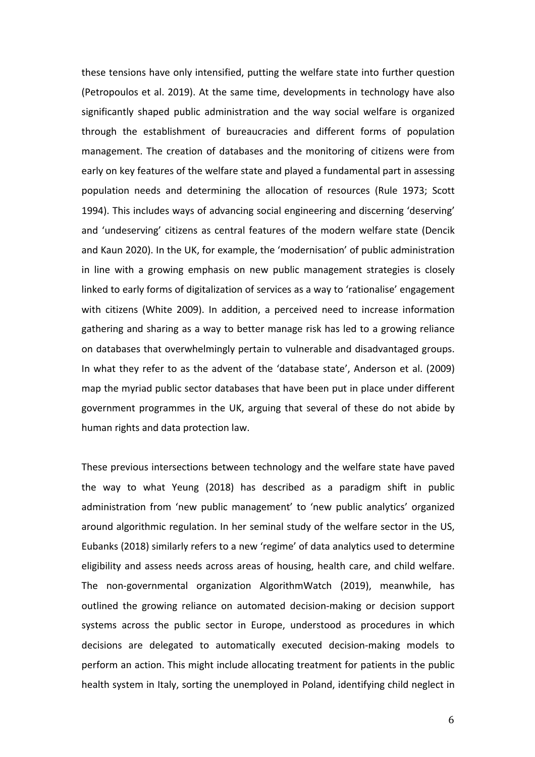these tensions have only intensified, putting the welfare state into further question (Petropoulos et al. 2019). At the same time, developments in technology have also significantly shaped public administration and the way social welfare is organized through the establishment of bureaucracies and different forms of population management. The creation of databases and the monitoring of citizens were from early on key features of the welfare state and played a fundamental part in assessing population needs and determining the allocation of resources (Rule 1973; Scott 1994). This includes ways of advancing social engineering and discerning 'deserving' and 'undeserving' citizens as central features of the modern welfare state (Dencik and Kaun 2020). In the UK, for example, the 'modernisation' of public administration in line with a growing emphasis on new public management strategies is closely linked to early forms of digitalization of services as a way to 'rationalise' engagement with citizens (White 2009). In addition, a perceived need to increase information gathering and sharing as a way to better manage risk has led to a growing reliance on databases that overwhelmingly pertain to vulnerable and disadvantaged groups. In what they refer to as the advent of the 'database state', Anderson et al. (2009) map the myriad public sector databases that have been put in place under different government programmes in the UK, arguing that several of these do not abide by human rights and data protection law.

These previous intersections between technology and the welfare state have paved the way to what Yeung (2018) has described as a paradigm shift in public administration from 'new public management' to 'new public analytics' organized around algorithmic regulation. In her seminal study of the welfare sector in the US, Eubanks (2018) similarly refers to a new 'regime' of data analytics used to determine eligibility and assess needs across areas of housing, health care, and child welfare. The non-governmental organization AlgorithmWatch (2019), meanwhile, has outlined the growing reliance on automated decision-making or decision support systems across the public sector in Europe, understood as procedures in which decisions are delegated to automatically executed decision-making models to perform an action. This might include allocating treatment for patients in the public health system in Italy, sorting the unemployed in Poland, identifying child neglect in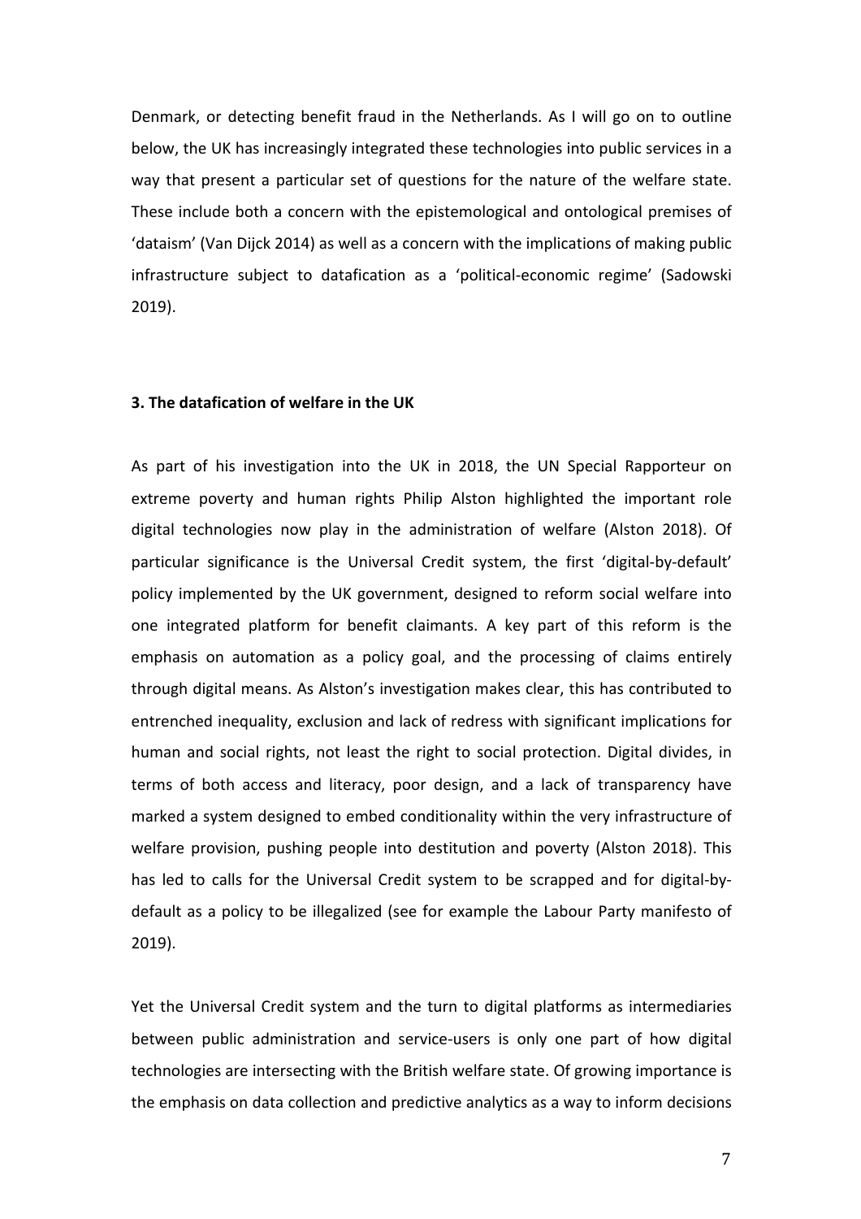Denmark, or detecting benefit fraud in the Netherlands. As I will go on to outline below, the UK has increasingly integrated these technologies into public services in a way that present a particular set of questions for the nature of the welfare state. These include both a concern with the epistemological and ontological premises of 'dataism' (Van Dijck 2014) as well as a concern with the implications of making public infrastructure subject to datafication as a 'political-economic regime' (Sadowski 2019).

## 3. The datafication of welfare in the UK

As part of his investigation into the UK in 2018, the UN Special Rapporteur on extreme poverty and human rights Philip Alston highlighted the important role digital technologies now play in the administration of welfare (Alston 2018). Of particular significance is the Universal Credit system, the first 'digital-by-default' policy implemented by the UK government, designed to reform social welfare into one integrated platform for benefit claimants. A key part of this reform is the emphasis on automation as a policy goal, and the processing of claims entirely through digital means. As Alston's investigation makes clear, this has contributed to entrenched inequality, exclusion and lack of redress with significant implications for human and social rights, not least the right to social protection. Digital divides, in terms of both access and literacy, poor design, and a lack of transparency have marked a system designed to embed conditionality within the very infrastructure of welfare provision, pushing people into destitution and poverty (Alston 2018). This has led to calls for the Universal Credit system to be scrapped and for digital-by-default as a policy to be illegalized (see for example the Labour Party manifesto of 2019).

Yet the Universal Credit system and the turn to digital platforms as intermediaries between public administration and service-users is only one part of how digital technologies are intersecting with the British welfare state. Of growing importance is the emphasis on data collection and predictive analytics as a way to inform decisions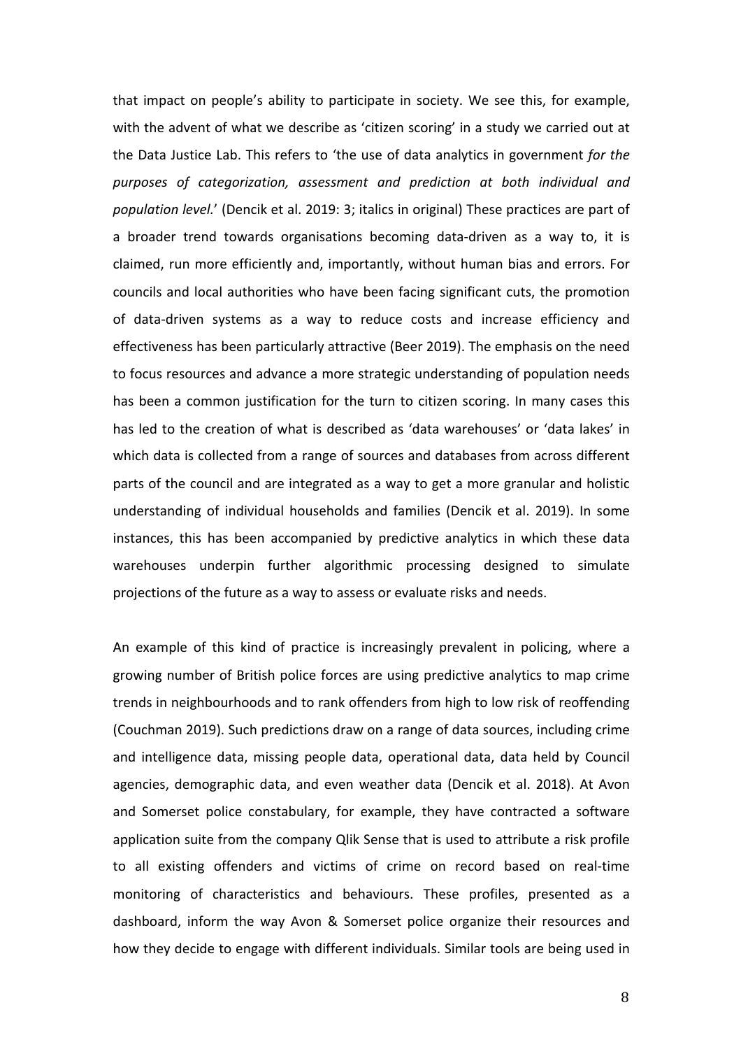that impact on people's ability to participate in society. We see this, for example, with the advent of what we describe as 'citizen scoring' in a study we carried out at the Data Justice Lab. This refers to 'the use of data analytics in government *for the purposes of categorization, assessment and prediction at both individual and population level.*' (Dencik et al. 2019: 3; italics in original) These practices are part of a broader trend towards organisations becoming data-driven as a way to, it is claimed, run more efficiently and, importantly, without human bias and errors. For councils and local authorities who have been facing significant cuts, the promotion of data-driven systems as a way to reduce costs and increase efficiency and effectiveness has been particularly attractive (Beer 2019). The emphasis on the need to focus resources and advance a more strategic understanding of population needs has been a common justification for the turn to citizen scoring. In many cases this has led to the creation of what is described as 'data warehouses' or 'data lakes' in which data is collected from a range of sources and databases from across different parts of the council and are integrated as a way to get a more granular and holistic understanding of individual households and families (Dencik et al. 2019). In some instances, this has been accompanied by predictive analytics in which these data warehouses underpin further algorithmic processing designed to simulate projections of the future as a way to assess or evaluate risks and needs.

An example of this kind of practice is increasingly prevalent in policing, where a growing number of British police forces are using predictive analytics to map crime trends in neighbourhoods and to rank offenders from high to low risk of reoffending (Couchman 2019). Such predictions draw on a range of data sources, including crime and intelligence data, missing people data, operational data, data held by Council agencies, demographic data, and even weather data (Dencik et al. 2018). At Avon and Somerset police constabulary, for example, they have contracted a software application suite from the company Qlik Sense that is used to attribute a risk profile to all existing offenders and victims of crime on record based on real-time monitoring of characteristics and behaviours. These profiles, presented as a dashboard, inform the way Avon & Somerset police organize their resources and how they decide to engage with different individuals. Similar tools are being used in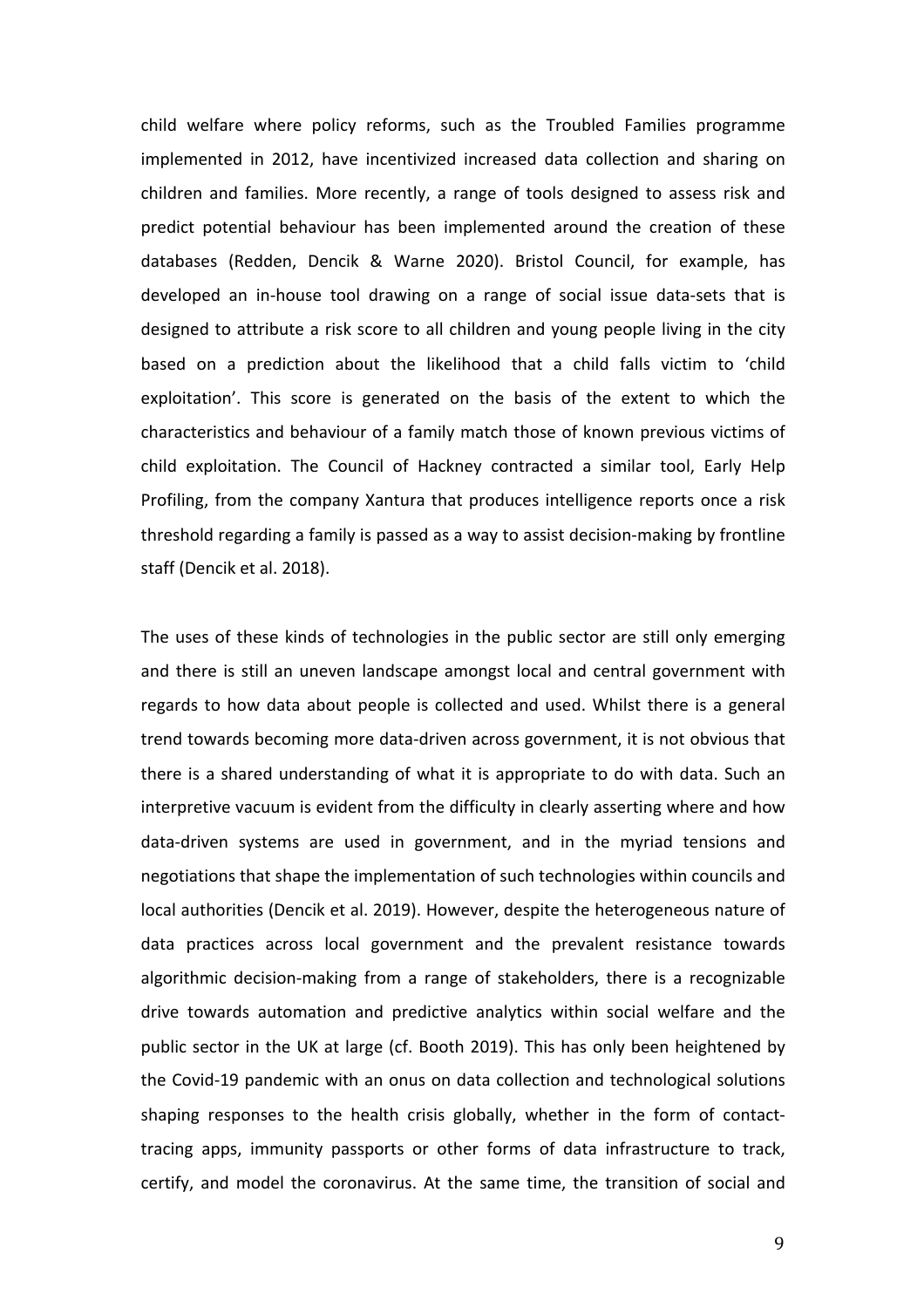child welfare where policy reforms, such as the Troubled Families programme implemented in 2012, have incentivized increased data collection and sharing on children and families. More recently, a range of tools designed to assess risk and predict potential behaviour has been implemented around the creation of these databases (Redden, Dencik & Warne 2020). Bristol Council, for example, has developed an in-house tool drawing on a range of social issue data-sets that is designed to attribute a risk score to all children and young people living in the city based on a prediction about the likelihood that a child falls victim to 'child exploitation'. This score is generated on the basis of the extent to which the characteristics and behaviour of a family match those of known previous victims of child exploitation. The Council of Hackney contracted a similar tool, Early Help Profiling, from the company Xantura that produces intelligence reports once a risk threshold regarding a family is passed as a way to assist decision-making by frontline staff (Dencik et al. 2018).

The uses of these kinds of technologies in the public sector are still only emerging and there is still an uneven landscape amongst local and central government with regards to how data about people is collected and used. Whilst there is a general trend towards becoming more data-driven across government, it is not obvious that there is a shared understanding of what it is appropriate to do with data. Such an interpretive vacuum is evident from the difficulty in clearly asserting where and how data-driven systems are used in government, and in the myriad tensions and negotiations that shape the implementation of such technologies within councils and local authorities (Dencik et al. 2019). However, despite the heterogeneous nature of data practices across local government and the prevalent resistance towards algorithmic decision-making from a range of stakeholders, there is a recognizable drive towards automation and predictive analytics within social welfare and the public sector in the UK at large (cf. Booth 2019). This has only been heightened by the Covid-19 pandemic with an onus on data collection and technological solutions shaping responses to the health crisis globally, whether in the form of contact-tracing apps, immunity passports or other forms of data infrastructure to track, certify, and model the coronavirus. At the same time, the transition of social and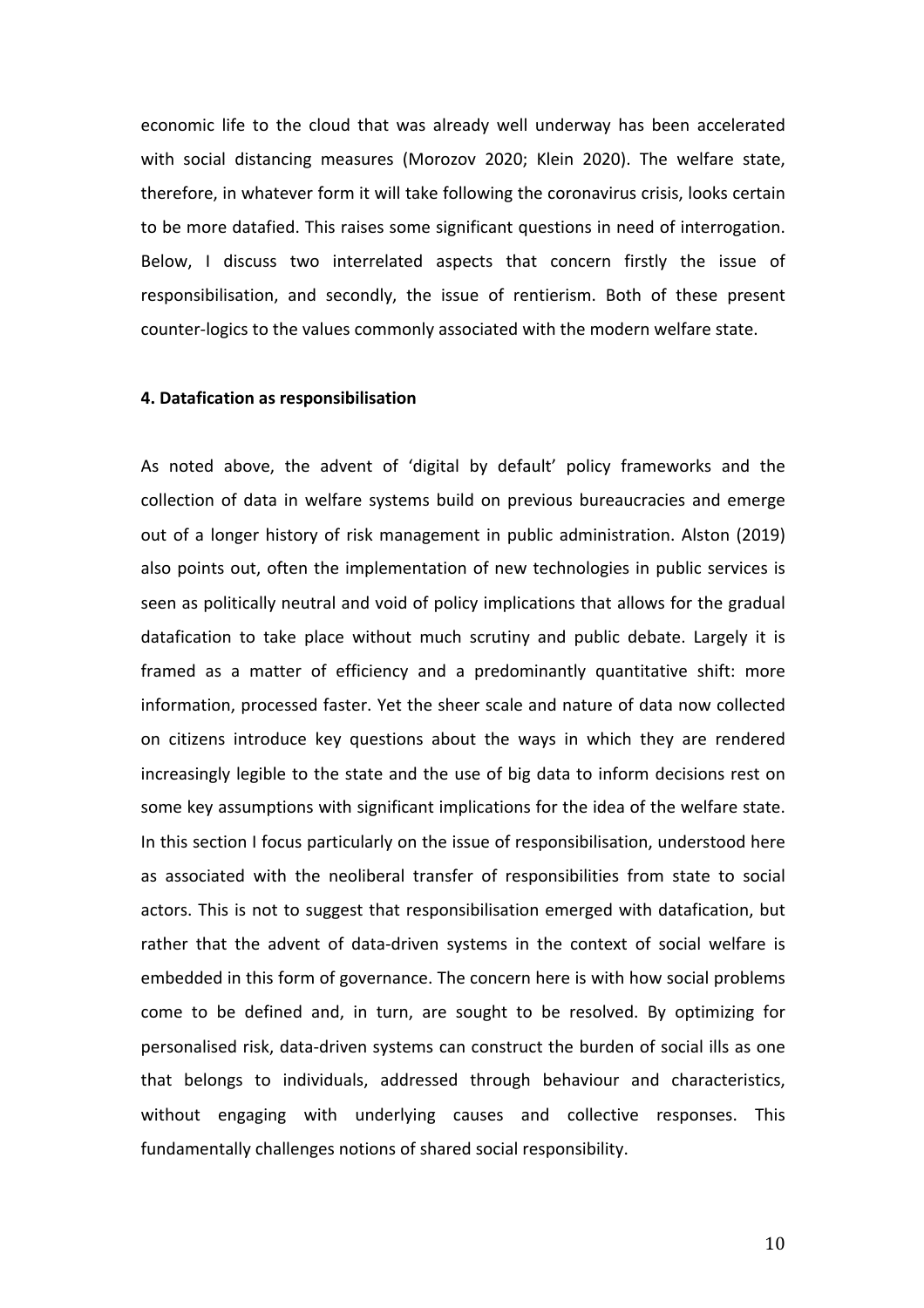economic life to the cloud that was already well underway has been accelerated with social distancing measures (Morozov 2020; Klein 2020). The welfare state, therefore, in whatever form it will take following the coronavirus crisis, looks certain to be more datafied. This raises some significant questions in need of interrogation. Below, I discuss two interrelated aspects that concern firstly the issue of responsibilisation, and secondly, the issue of rentierism. Both of these present counter-logics to the values commonly associated with the modern welfare state.

## 4. Datafication as responsibilisation

As noted above, the advent of 'digital by default' policy frameworks and the collection of data in welfare systems build on previous bureaucracies and emerge out of a longer history of risk management in public administration. Alston (2019) also points out, often the implementation of new technologies in public services is seen as politically neutral and void of policy implications that allows for the gradual datafication to take place without much scrutiny and public debate. Largely it is framed as a matter of efficiency and a predominantly quantitative shift: more information, processed faster. Yet the sheer scale and nature of data now collected on citizens introduce key questions about the ways in which they are rendered increasingly legible to the state and the use of big data to inform decisions rest on some key assumptions with significant implications for the idea of the welfare state. In this section I focus particularly on the issue of responsibilisation, understood here as associated with the neoliberal transfer of responsibilities from state to social actors. This is not to suggest that responsibilisation emerged with datafication, but rather that the advent of data-driven systems in the context of social welfare is embedded in this form of governance. The concern here is with how social problems come to be defined and, in turn, are sought to be resolved. By optimizing for personalised risk, data-driven systems can construct the burden of social ills as one that belongs to individuals, addressed through behaviour and characteristics, without engaging with underlying causes and collective responses. This fundamentally challenges notions of shared social responsibility.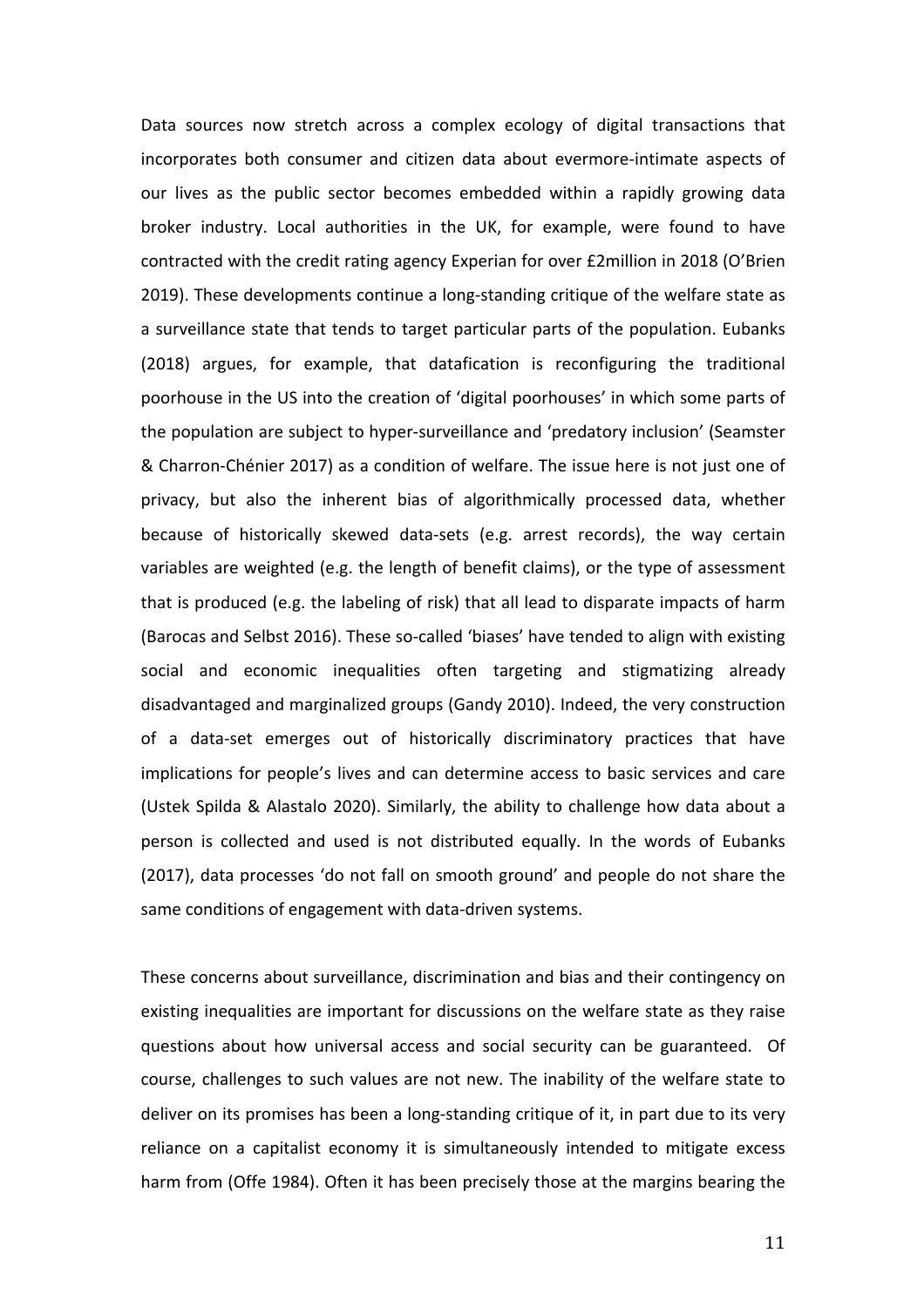Data sources now stretch across a complex ecology of digital transactions that incorporates both consumer and citizen data about evermore-intimate aspects of our lives as the public sector becomes embedded within a rapidly growing data broker industry. Local authorities in the UK, for example, were found to have contracted with the credit rating agency Experian for over £2million in 2018 (O'Brien 2019). These developments continue a long-standing critique of the welfare state as a surveillance state that tends to target particular parts of the population. Eubanks (2018) argues, for example, that datafication is reconfiguring the traditional poorhouse in the US into the creation of 'digital poorhouses' in which some parts of the population are subject to hyper-surveillance and 'predatory inclusion' (Seamster & Charron-Chénier 2017) as a condition of welfare. The issue here is not just one of privacy, but also the inherent bias of algorithmically processed data, whether because of historically skewed data-sets (e.g. arrest records), the way certain variables are weighted (e.g. the length of benefit claims), or the type of assessment that is produced (e.g. the labeling of risk) that all lead to disparate impacts of harm (Barocas and Selbst 2016). These so-called 'biases' have tended to align with existing social and economic inequalities often targeting and stigmatizing already disadvantaged and marginalized groups (Gandy 2010). Indeed, the very construction of a data-set emerges out of historically discriminatory practices that have implications for people's lives and can determine access to basic services and care (Ustek Spilda & Alastalo 2020). Similarly, the ability to challenge how data about a person is collected and used is not distributed equally. In the words of Eubanks (2017), data processes 'do not fall on smooth ground' and people do not share the same conditions of engagement with data-driven systems.

These concerns about surveillance, discrimination and bias and their contingency on existing inequalities are important for discussions on the welfare state as they raise questions about how universal access and social security can be guaranteed. Of course, challenges to such values are not new. The inability of the welfare state to deliver on its promises has been a long-standing critique of it, in part due to its very reliance on a capitalist economy it is simultaneously intended to mitigate excess harm from (Offe 1984). Often it has been precisely those at the margins bearing the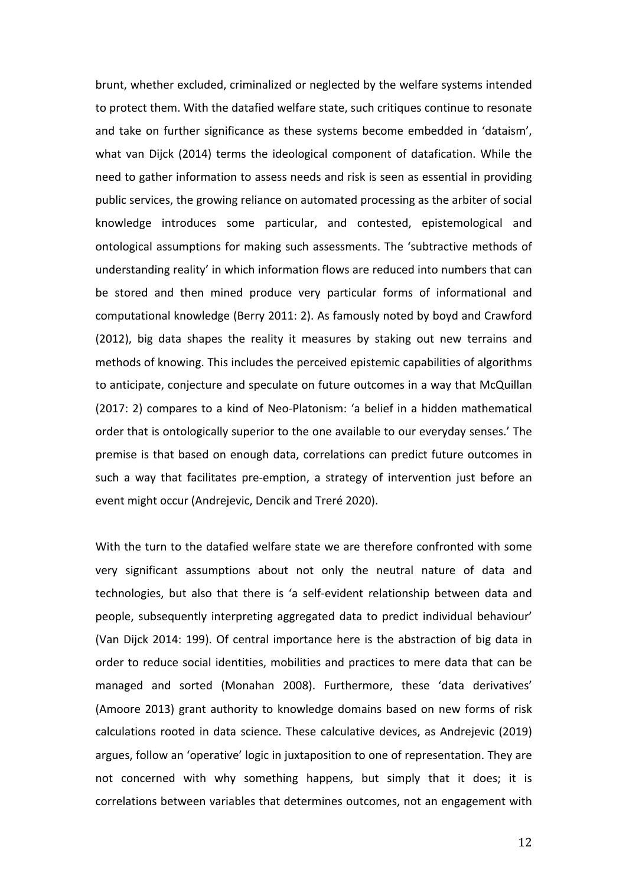brunt, whether excluded, criminalized or neglected by the welfare systems intended to protect them. With the datafied welfare state, such critiques continue to resonate and take on further significance as these systems become embedded in 'dataism', what van Dijck (2014) terms the ideological component of datafication. While the need to gather information to assess needs and risk is seen as essential in providing public services, the growing reliance on automated processing as the arbiter of social knowledge introduces some particular, and contested, epistemological and ontological assumptions for making such assessments. The 'subtractive methods of understanding reality' in which information flows are reduced into numbers that can be stored and then mined produce very particular forms of informational and computational knowledge (Berry 2011: 2). As famously noted by boyd and Crawford (2012), big data shapes the reality it measures by staking out new terrains and methods of knowing. This includes the perceived epistemic capabilities of algorithms to anticipate, conjecture and speculate on future outcomes in a way that McQuillan (2017: 2) compares to a kind of Neo-Platonism: 'a belief in a hidden mathematical order that is ontologically superior to the one available to our everyday senses.' The premise is that based on enough data, correlations can predict future outcomes in such a way that facilitates pre-emption, a strategy of intervention just before an event might occur (Andrejevic, Dencik and Treré 2020).

With the turn to the datafied welfare state we are therefore confronted with some very significant assumptions about not only the neutral nature of data and technologies, but also that there is 'a self-evident relationship between data and people, subsequently interpreting aggregated data to predict individual behaviour' (Van Dijck 2014: 199). Of central importance here is the abstraction of big data in order to reduce social identities, mobilities and practices to mere data that can be managed and sorted (Monahan 2008). Furthermore, these 'data derivatives' (Amoore 2013) grant authority to knowledge domains based on new forms of risk calculations rooted in data science. These calculative devices, as Andrejevic (2019) argues, follow an 'operative' logic in juxtaposition to one of representation. They are not concerned with why something happens, but simply that it does; it is correlations between variables that determines outcomes, not an engagement with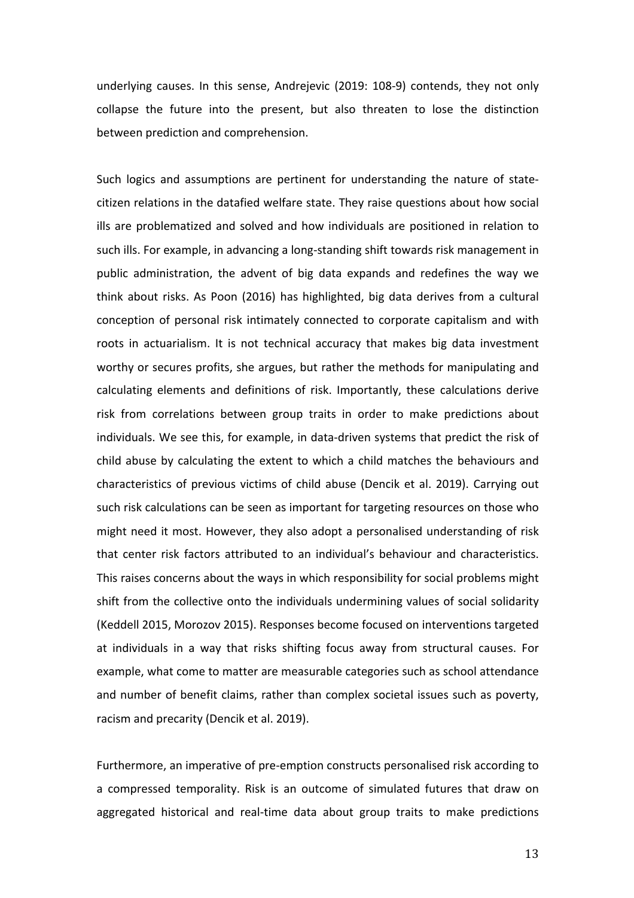underlying causes. In this sense, Andrejevic (2019: 108-9) contends, they not only collapse the future into the present, but also threaten to lose the distinction between prediction and comprehension.

Such logics and assumptions are pertinent for understanding the nature of state-citizen relations in the datafied welfare state. They raise questions about how social ills are problematized and solved and how individuals are positioned in relation to such ills. For example, in advancing a long-standing shift towards risk management in public administration, the advent of big data expands and redefines the way we think about risks. As Poon (2016) has highlighted, big data derives from a cultural conception of personal risk intimately connected to corporate capitalism and with roots in actuarialism. It is not technical accuracy that makes big data investment worthy or secures profits, she argues, but rather the methods for manipulating and calculating elements and definitions of risk. Importantly, these calculations derive risk from correlations between group traits in order to make predictions about individuals. We see this, for example, in data-driven systems that predict the risk of child abuse by calculating the extent to which a child matches the behaviours and characteristics of previous victims of child abuse (Dencik et al. 2019). Carrying out such risk calculations can be seen as important for targeting resources on those who might need it most. However, they also adopt a personalised understanding of risk that center risk factors attributed to an individual's behaviour and characteristics. This raises concerns about the ways in which responsibility for social problems might shift from the collective onto the individuals undermining values of social solidarity (Keddell 2015, Morozov 2015). Responses become focused on interventions targeted at individuals in a way that risks shifting focus away from structural causes. For example, what come to matter are measurable categories such as school attendance and number of benefit claims, rather than complex societal issues such as poverty, racism and precarity (Dencik et al. 2019).

Furthermore, an imperative of pre-emption constructs personalised risk according to a compressed temporality. Risk is an outcome of simulated futures that draw on aggregated historical and real-time data about group traits to make predictions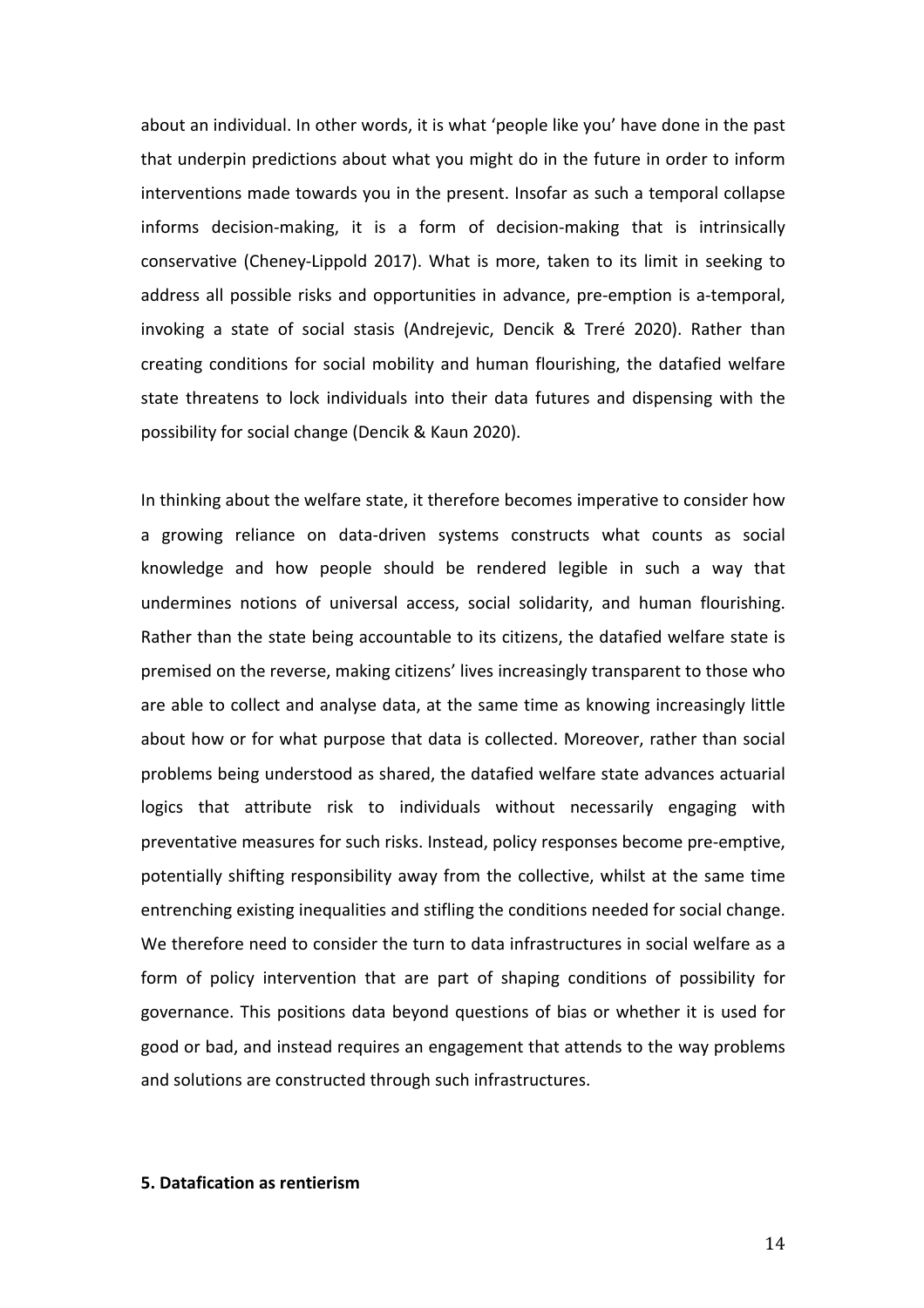about an individual. In other words, it is what 'people like you' have done in the past that underpin predictions about what you might do in the future in order to inform interventions made towards you in the present. Insofar as such a temporal collapse informs decision-making, it is a form of decision-making that is intrinsically conservative (Cheney-Lippold 2017). What is more, taken to its limit in seeking to address all possible risks and opportunities in advance, pre-emption is a-temporal, invoking a state of social stasis (Andrejevic, Dencik & Treré 2020). Rather than creating conditions for social mobility and human flourishing, the datafied welfare state threatens to lock individuals into their data futures and dispensing with the possibility for social change (Dencik & Kaun 2020).

In thinking about the welfare state, it therefore becomes imperative to consider how a growing reliance on data-driven systems constructs what counts as social knowledge and how people should be rendered legible in such a way that undermines notions of universal access, social solidarity, and human flourishing. Rather than the state being accountable to its citizens, the datafied welfare state is premised on the reverse, making citizens' lives increasingly transparent to those who are able to collect and analyse data, at the same time as knowing increasingly little about how or for what purpose that data is collected. Moreover, rather than social problems being understood as shared, the datafied welfare state advances actuarial logics that attribute risk to individuals without necessarily engaging with preventative measures for such risks. Instead, policy responses become pre-emptive, potentially shifting responsibility away from the collective, whilst at the same time entrenching existing inequalities and stifling the conditions needed for social change. We therefore need to consider the turn to data infrastructures in social welfare as a form of policy intervention that are part of shaping conditions of possibility for governance. This positions data beyond questions of bias or whether it is used for good or bad, and instead requires an engagement that attends to the way problems and solutions are constructed through such infrastructures.

## 5. Datafication as rentierism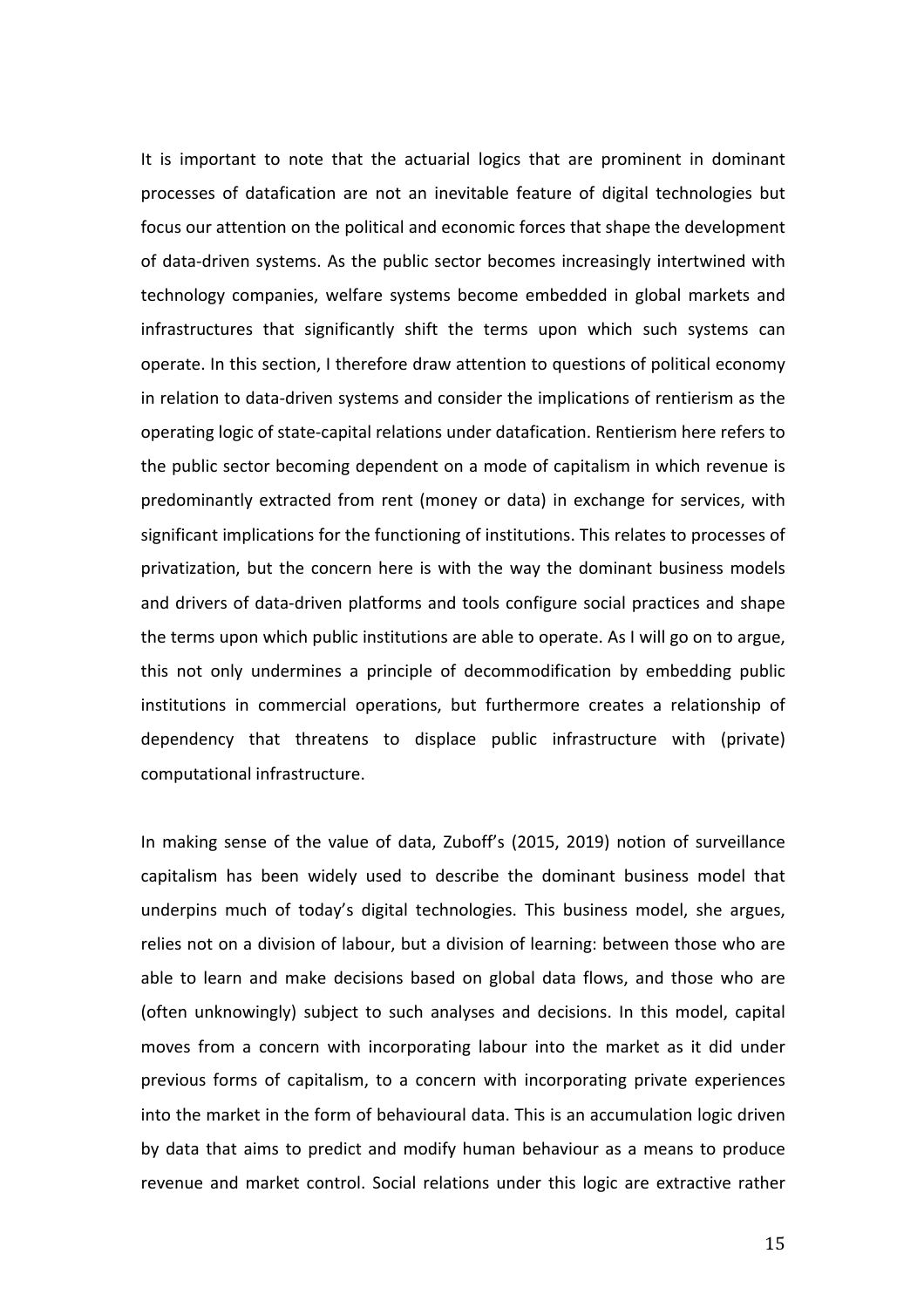It is important to note that the actuarial logics that are prominent in dominant processes of datafication are not an inevitable feature of digital technologies but focus our attention on the political and economic forces that shape the development of data-driven systems. As the public sector becomes increasingly intertwined with technology companies, welfare systems become embedded in global markets and infrastructures that significantly shift the terms upon which such systems can operate. In this section, I therefore draw attention to questions of political economy in relation to data-driven systems and consider the implications of rentierism as the operating logic of state-capital relations under datafication. Rentierism here refers to the public sector becoming dependent on a mode of capitalism in which revenue is predominantly extracted from rent (money or data) in exchange for services, with significant implications for the functioning of institutions. This relates to processes of privatization, but the concern here is with the way the dominant business models and drivers of data-driven platforms and tools configure social practices and shape the terms upon which public institutions are able to operate. As I will go on to argue, this not only undermines a principle of decommodification by embedding public institutions in commercial operations, but furthermore creates a relationship of dependency that threatens to displace public infrastructure with (private) computational infrastructure.

In making sense of the value of data, Zuboff's (2015, 2019) notion of surveillance capitalism has been widely used to describe the dominant business model that underpins much of today's digital technologies. This business model, she argues, relies not on a division of labour, but a division of learning: between those who are able to learn and make decisions based on global data flows, and those who are (often unknowingly) subject to such analyses and decisions. In this model, capital moves from a concern with incorporating labour into the market as it did under previous forms of capitalism, to a concern with incorporating private experiences into the market in the form of behavioural data. This is an accumulation logic driven by data that aims to predict and modify human behaviour as a means to produce revenue and market control. Social relations under this logic are extractive rather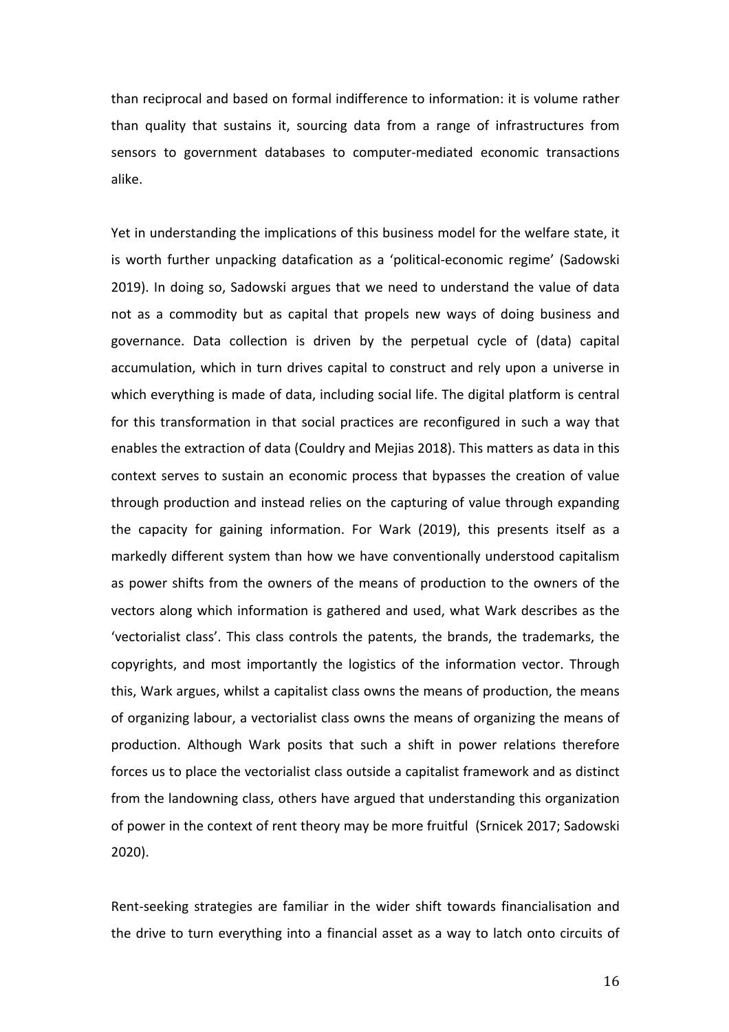than reciprocal and based on formal indifference to information: it is volume rather than quality that sustains it, sourcing data from a range of infrastructures from sensors to government databases to computer-mediated economic transactions alike.

Yet in understanding the implications of this business model for the welfare state, it is worth further unpacking datafication as a 'political-economic regime' (Sadowski 2019). In doing so, Sadowski argues that we need to understand the value of data not as a commodity but as capital that propels new ways of doing business and governance. Data collection is driven by the perpetual cycle of (data) capital accumulation, which in turn drives capital to construct and rely upon a universe in which everything is made of data, including social life. The digital platform is central for this transformation in that social practices are reconfigured in such a way that enables the extraction of data (Couldry and Mejias 2018). This matters as data in this context serves to sustain an economic process that bypasses the creation of value through production and instead relies on the capturing of value through expanding the capacity for gaining information. For Wark (2019), this presents itself as a markedly different system than how we have conventionally understood capitalism as power shifts from the owners of the means of production to the owners of the vectors along which information is gathered and used, what Wark describes as the 'vectorialist class'. This class controls the patents, the brands, the trademarks, the copyrights, and most importantly the logistics of the information vector. Through this, Wark argues, whilst a capitalist class owns the means of production, the means of organizing labour, a vectorialist class owns the means of organizing the means of production. Although Wark posits that such a shift in power relations therefore forces us to place the vectorialist class outside a capitalist framework and as distinct from the landowning class, others have argued that understanding this organization of power in the context of rent theory may be more fruitful (Srnicek 2017; Sadowski 2020).

Rent-seeking strategies are familiar in the wider shift towards financialisation and the drive to turn everything into a financial asset as a way to latch onto circuits of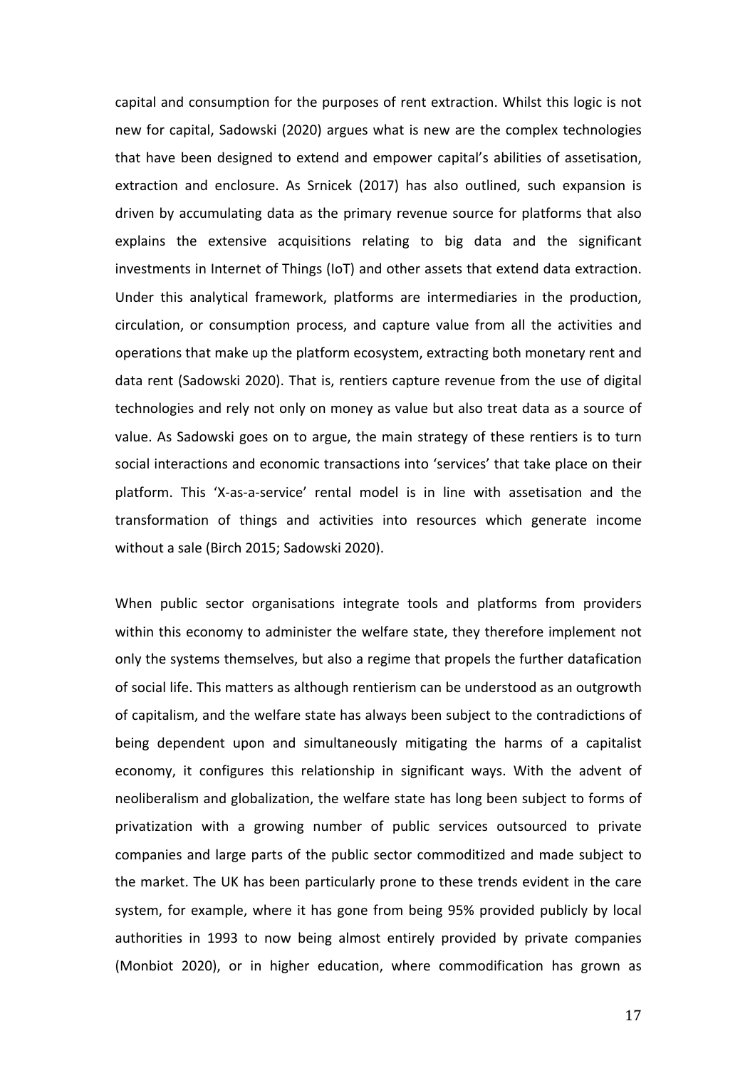capital and consumption for the purposes of rent extraction. Whilst this logic is not new for capital, Sadowski (2020) argues what is new are the complex technologies that have been designed to extend and empower capital's abilities of assetisation, extraction and enclosure. As Srnicek (2017) has also outlined, such expansion is driven by accumulating data as the primary revenue source for platforms that also explains the extensive acquisitions relating to big data and the significant investments in Internet of Things (IoT) and other assets that extend data extraction. Under this analytical framework, platforms are intermediaries in the production, circulation, or consumption process, and capture value from all the activities and operations that make up the platform ecosystem, extracting both monetary rent and data rent (Sadowski 2020). That is, rentiers capture revenue from the use of digital technologies and rely not only on money as value but also treat data as a source of value. As Sadowski goes on to argue, the main strategy of these rentiers is to turn social interactions and economic transactions into 'services' that take place on their platform. This 'X-as-a-service' rental model is in line with assetisation and the transformation of things and activities into resources which generate income without a sale (Birch 2015; Sadowski 2020).

When public sector organisations integrate tools and platforms from providers within this economy to administer the welfare state, they therefore implement not only the systems themselves, but also a regime that propels the further datafication of social life. This matters as although rentierism can be understood as an outgrowth of capitalism, and the welfare state has always been subject to the contradictions of being dependent upon and simultaneously mitigating the harms of a capitalist economy, it configures this relationship in significant ways. With the advent of neoliberalism and globalization, the welfare state has long been subject to forms of privatization with a growing number of public services outsourced to private companies and large parts of the public sector commoditized and made subject to the market. The UK has been particularly prone to these trends evident in the care system, for example, where it has gone from being 95% provided publicly by local authorities in 1993 to now being almost entirely provided by private companies (Monbiot 2020), or in higher education, where commodification has grown as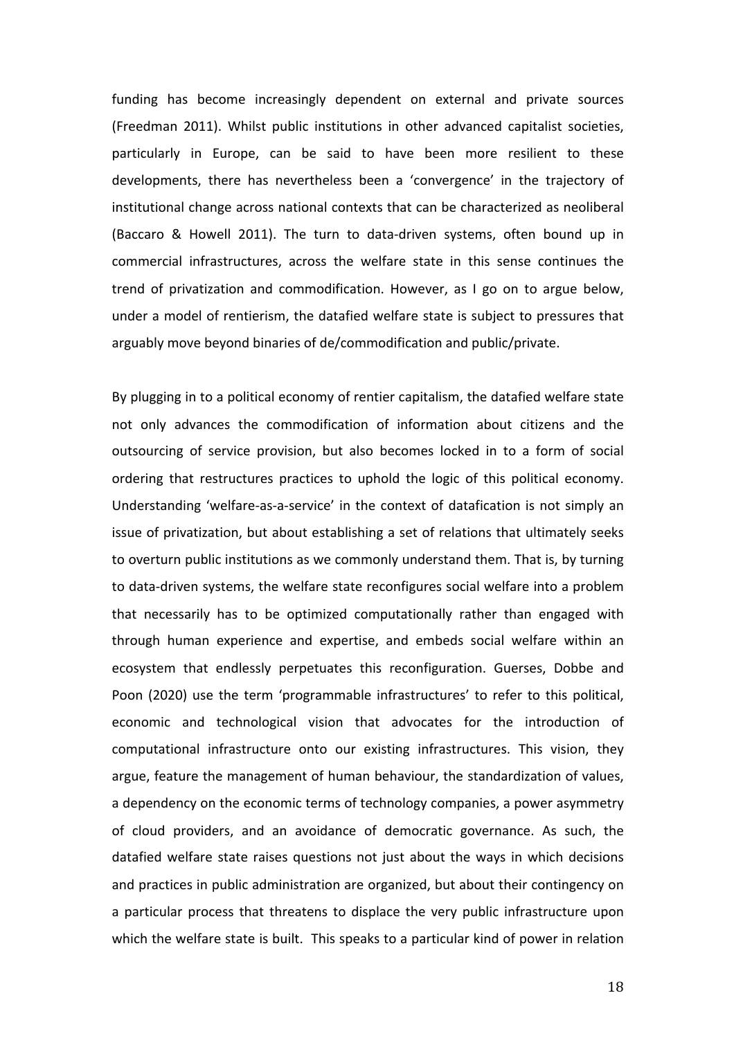funding has become increasingly dependent on external and private sources (Freedman 2011). Whilst public institutions in other advanced capitalist societies, particularly in Europe, can be said to have been more resilient to these developments, there has nevertheless been a 'convergence' in the trajectory of institutional change across national contexts that can be characterized as neoliberal (Baccaro & Howell 2011). The turn to data-driven systems, often bound up in commercial infrastructures, across the welfare state in this sense continues the trend of privatization and commodification. However, as I go on to argue below, under a model of rentierism, the datafied welfare state is subject to pressures that arguably move beyond binaries of de/commodification and public/private.

By plugging in to a political economy of rentier capitalism, the datafied welfare state not only advances the commodification of information about citizens and the outsourcing of service provision, but also becomes locked in to a form of social ordering that restructures practices to uphold the logic of this political economy. Understanding 'welfare-as-a-service' in the context of datafication is not simply an issue of privatization, but about establishing a set of relations that ultimately seeks to overturn public institutions as we commonly understand them. That is, by turning to data-driven systems, the welfare state reconfigures social welfare into a problem that necessarily has to be optimized computationally rather than engaged with through human experience and expertise, and embeds social welfare within an ecosystem that endlessly perpetuates this reconfiguration. Guerses, Dobbe and Poon (2020) use the term 'programmable infrastructures' to refer to this political, economic and technological vision that advocates for the introduction of computational infrastructure onto our existing infrastructures. This vision, they argue, feature the management of human behaviour, the standardization of values, a dependency on the economic terms of technology companies, a power asymmetry of cloud providers, and an avoidance of democratic governance. As such, the datafied welfare state raises questions not just about the ways in which decisions and practices in public administration are organized, but about their contingency on a particular process that threatens to displace the very public infrastructure upon which the welfare state is built. This speaks to a particular kind of power in relation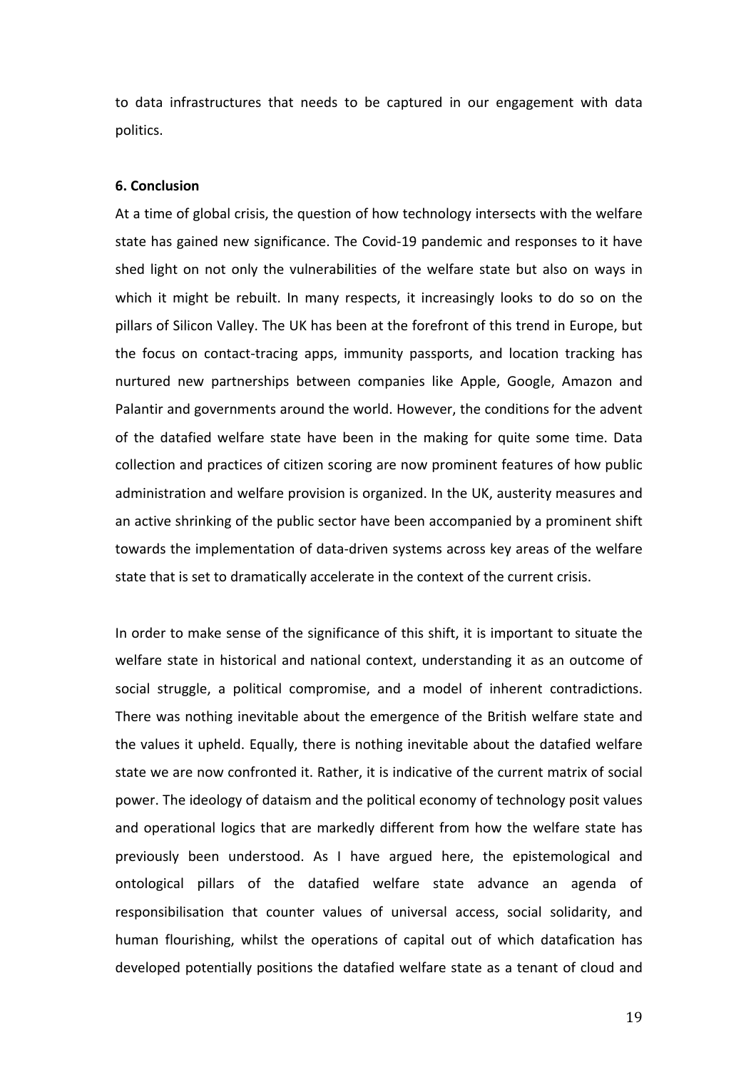to data infrastructures that needs to be captured in our engagement with data politics.

**6. Conclusion**

At a time of global crisis, the question of how technology intersects with the welfare state has gained new significance. The Covid-19 pandemic and responses to it have shed light on not only the vulnerabilities of the welfare state but also on ways in which it might be rebuilt. In many respects, it increasingly looks to do so on the pillars of Silicon Valley. The UK has been at the forefront of this trend in Europe, but the focus on contact-tracing apps, immunity passports, and location tracking has nurtured new partnerships between companies like Apple, Google, Amazon and Palantir and governments around the world. However, the conditions for the advent of the datafied welfare state have been in the making for quite some time. Data collection and practices of citizen scoring are now prominent features of how public administration and welfare provision is organized. In the UK, austerity measures and an active shrinking of the public sector have been accompanied by a prominent shift towards the implementation of data-driven systems across key areas of the welfare state that is set to dramatically accelerate in the context of the current crisis.

In order to make sense of the significance of this shift, it is important to situate the welfare state in historical and national context, understanding it as an outcome of social struggle, a political compromise, and a model of inherent contradictions. There was nothing inevitable about the emergence of the British welfare state and the values it upheld. Equally, there is nothing inevitable about the datafied welfare state we are now confronted it. Rather, it is indicative of the current matrix of social power. The ideology of dataism and the political economy of technology posit values and operational logics that are markedly different from how the welfare state has previously been understood. As I have argued here, the epistemological and ontological pillars of the datafied welfare state advance an agenda of responsibilisation that counter values of universal access, social solidarity, and human flourishing, whilst the operations of capital out of which datafication has developed potentially positions the datafied welfare state as a tenant of cloud and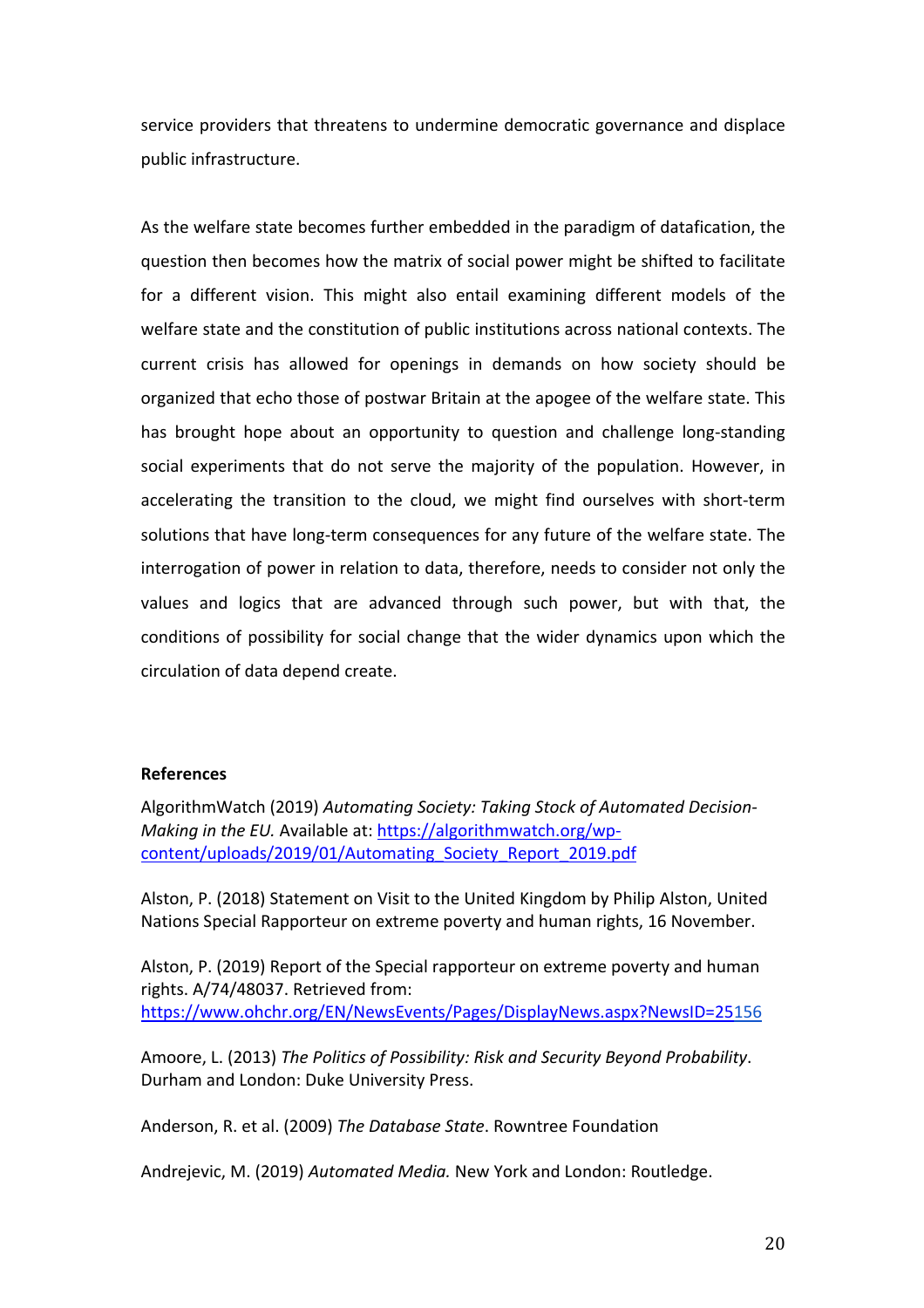service providers that threatens to undermine democratic governance and displace public infrastructure.

As the welfare state becomes further embedded in the paradigm of datafication, the question then becomes how the matrix of social power might be shifted to facilitate for a different vision. This might also entail examining different models of the welfare state and the constitution of public institutions across national contexts. The current crisis has allowed for openings in demands on how society should be organized that echo those of postwar Britain at the apogee of the welfare state. This has brought hope about an opportunity to question and challenge long-standing social experiments that do not serve the majority of the population. However, in accelerating the transition to the cloud, we might find ourselves with short-term solutions that have long-term consequences for any future of the welfare state. The interrogation of power in relation to data, therefore, needs to consider not only the values and logics that are advanced through such power, but with that, the conditions of possibility for social change that the wider dynamics upon which the circulation of data depend create.

**References**

AlgorithmWatch (2019) *Automating Society: Taking Stock of Automated Decision-Making in the EU.* Available at: https://algorithmwatch.org/wp-content/uploads/2019/01/Automating_Society_Report_2019.pdf

Alston, P. (2018) Statement on Visit to the United Kingdom by Philip Alston, United Nations Special Rapporteur on extreme poverty and human rights, 16 November.

Alston, P. (2019) Report of the Special rapporteur on extreme poverty and human rights. A/74/48037. Retrieved from: https://www.ohchr.org/EN/NewsEvents/Pages/DisplayNews.aspx?NewsID=25156

Amoore, L. (2013) *The Politics of Possibility: Risk and Security Beyond Probability*. Durham and London: Duke University Press.

Anderson, R. et al. (2009) *The Database State*. Rowntree Foundation

Andrejevic, M. (2019) *Automated Media.* New York and London: Routledge.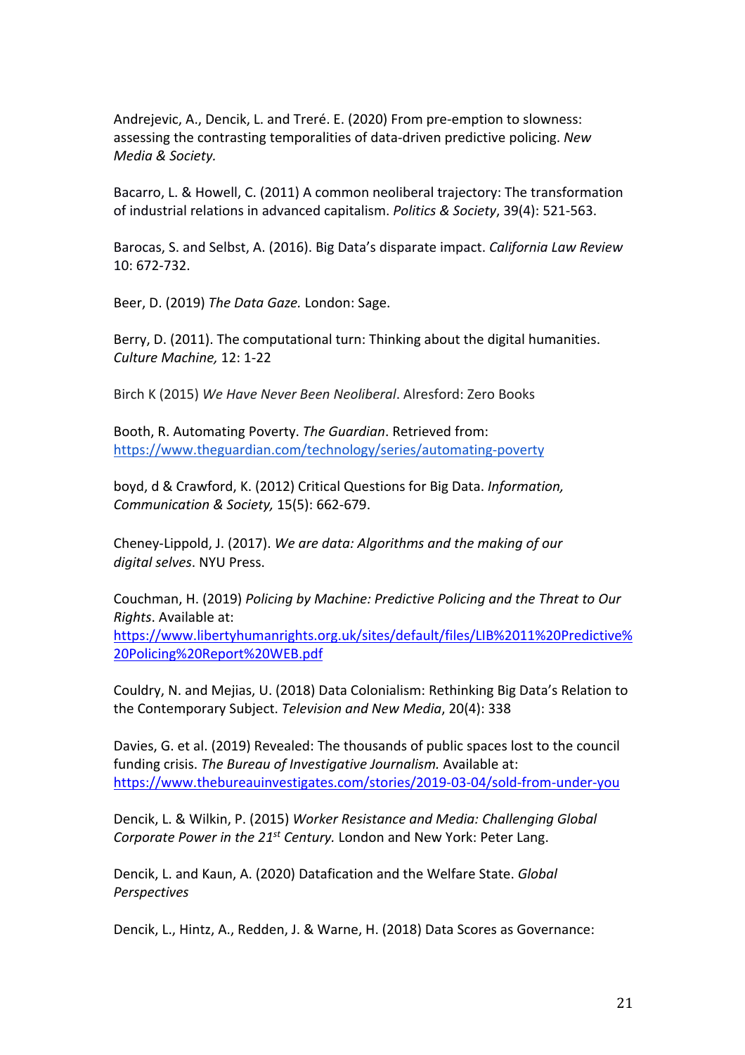Andrejevic, A., Dencik, L. and Treré. E. (2020) From pre-emption to slowness: assessing the contrasting temporalities of data-driven predictive policing. *New Media & Society.*

Bacarro, L. & Howell, C. (2011) A common neoliberal trajectory: The transformation of industrial relations in advanced capitalism. *Politics & Society*, 39(4): 521-563.

Barocas, S. and Selbst, A. (2016). Big Data's disparate impact. *California Law Review* 10: 672-732.

Beer, D. (2019) *The Data Gaze.* London: Sage.

Berry, D. (2011). The computational turn: Thinking about the digital humanities. *Culture Machine,* 12: 1-22

Birch K (2015) *We Have Never Been Neoliberal*. Alresford: Zero Books

Booth, R. Automating Poverty. *The Guardian*. Retrieved from: https://www.theguardian.com/technology/series/automating-poverty

boyd, d & Crawford, K. (2012) Critical Questions for Big Data. *Information, Communication & Society,* 15(5): 662-679.

Cheney-Lippold, J. (2017). *We are data: Algorithms and the making of our digital selves*. NYU Press.

Couchman, H. (2019) *Policing by Machine: Predictive Policing and the Threat to Our Rights*. Available at: https://www.libertyhumanrights.org.uk/sites/default/files/LIB%2011%20Predictive%20Policing%20Report%20WEB.pdf

Couldry, N. and Mejias, U. (2018) Data Colonialism: Rethinking Big Data's Relation to the Contemporary Subject. *Television and New Media*, 20(4): 338

Davies, G. et al. (2019) Revealed: The thousands of public spaces lost to the council funding crisis. *The Bureau of Investigative Journalism.* Available at: https://www.thebureauinvestigates.com/stories/2019-03-04/sold-from-under-you

Dencik, L. & Wilkin, P. (2015) *Worker Resistance and Media: Challenging Global Corporate Power in the 21st Century.* London and New York: Peter Lang.

Dencik, L. and Kaun, A. (2020) Datafication and the Welfare State. *Global Perspectives*

Dencik, L., Hintz, A., Redden, J. & Warne, H. (2018) Data Scores as Governance: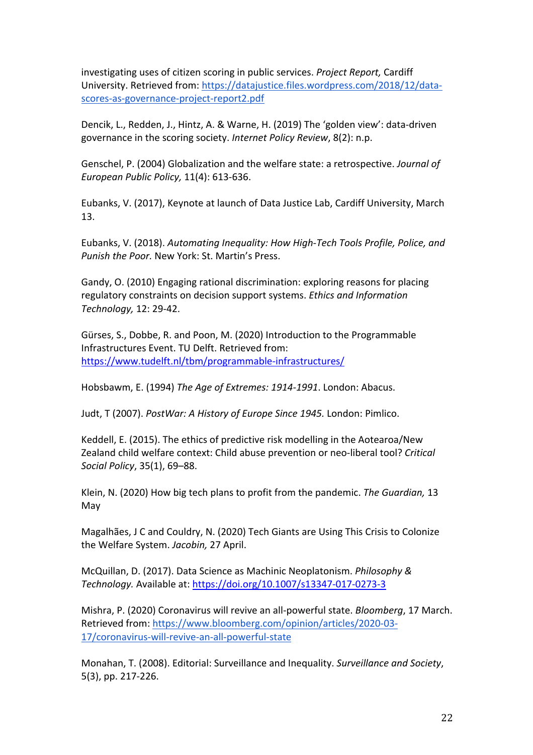investigating uses of citizen scoring in public services. *Project Report,* Cardiff University. Retrieved from: https://datajustice.files.wordpress.com/2018/12/data-scores-as-governance-project-report2.pdf

Dencik, L., Redden, J., Hintz, A. & Warne, H. (2019) The 'golden view': data-driven governance in the scoring society. *Internet Policy Review*, 8(2): n.p.

Genschel, P. (2004) Globalization and the welfare state: a retrospective. *Journal of European Public Policy,* 11(4): 613-636.

Eubanks, V. (2017), Keynote at launch of Data Justice Lab, Cardiff University, March 13.

Eubanks, V. (2018). *Automating Inequality: How High-Tech Tools Profile, Police, and Punish the Poor.* New York: St. Martin's Press.

Gandy, O. (2010) Engaging rational discrimination: exploring reasons for placing regulatory constraints on decision support systems. *Ethics and Information Technology,* 12: 29-42.

Gürses, S., Dobbe, R. and Poon, M. (2020) Introduction to the Programmable Infrastructures Event. TU Delft. Retrieved from: https://www.tudelft.nl/tbm/programmable-infrastructures/

Hobsbawm, E. (1994) *The Age of Extremes: 1914-1991*. London: Abacus.

Judt, T (2007). *PostWar: A History of Europe Since 1945.* London: Pimlico.

Keddell, E. (2015). The ethics of predictive risk modelling in the Aotearoa/New Zealand child welfare context: Child abuse prevention or neo-liberal tool? *Critical Social Policy*, 35(1), 69–88.

Klein, N. (2020) How big tech plans to profit from the pandemic. *The Guardian,* 13 May

Magalhães, J C and Couldry, N. (2020) Tech Giants are Using This Crisis to Colonize the Welfare System. *Jacobin,* 27 April.

McQuillan, D. (2017). Data Science as Machinic Neoplatonism. *Philosophy & Technology.* Available at: https://doi.org/10.1007/s13347-017-0273-3

Mishra, P. (2020) Coronavirus will revive an all-powerful state. *Bloomberg*, 17 March. Retrieved from: https://www.bloomberg.com/opinion/articles/2020-03-17/coronavirus-will-revive-an-all-powerful-state

Monahan, T. (2008). Editorial: Surveillance and Inequality. *Surveillance and Society*, 5(3), pp. 217-226.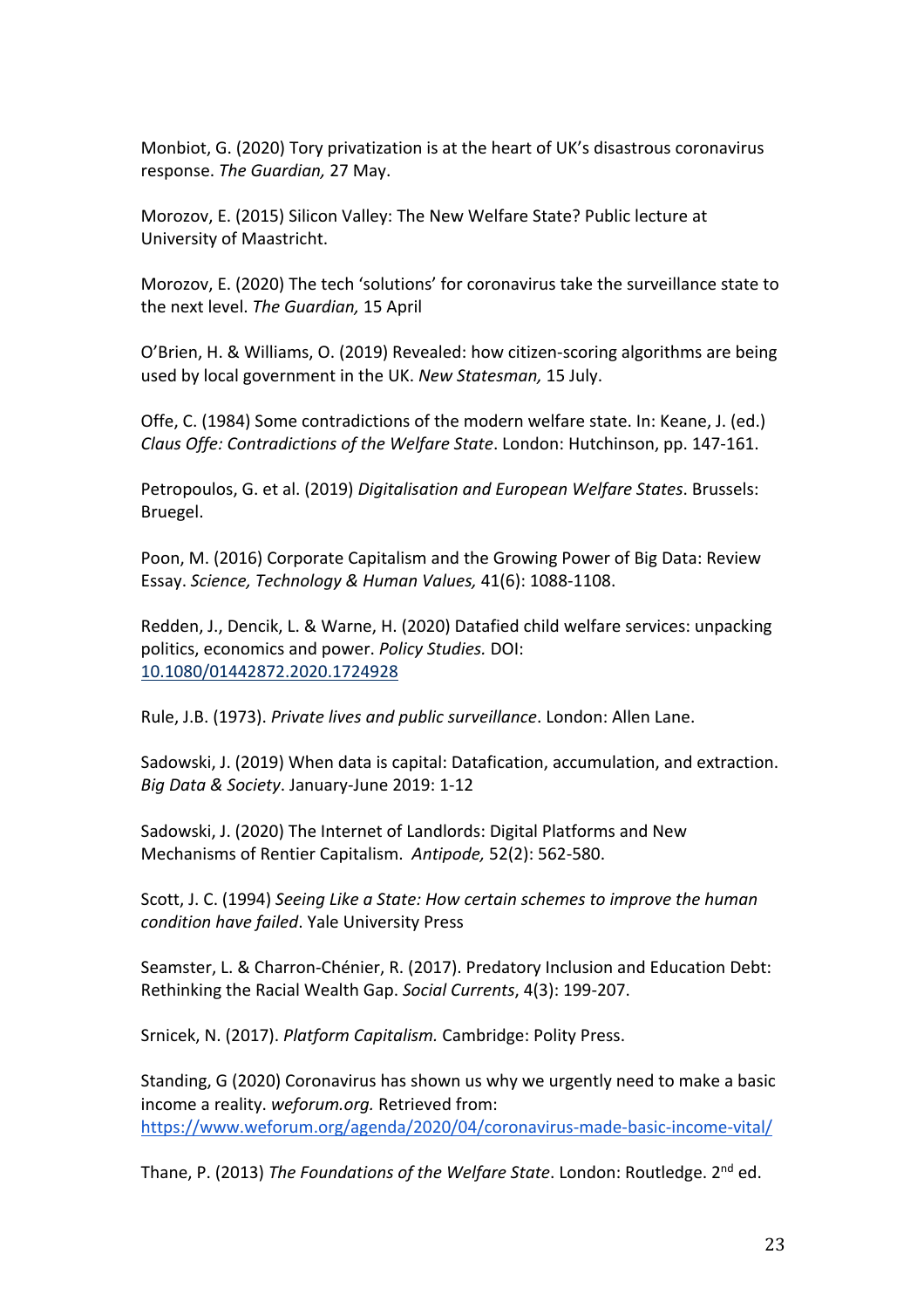Monbiot, G. (2020) Tory privatization is at the heart of UK's disastrous coronavirus response. *The Guardian,* 27 May.

Morozov, E. (2015) Silicon Valley: The New Welfare State? Public lecture at University of Maastricht.

Morozov, E. (2020) The tech 'solutions' for coronavirus take the surveillance state to the next level. *The Guardian,* 15 April

O'Brien, H. & Williams, O. (2019) Revealed: how citizen-scoring algorithms are being used by local government in the UK. *New Statesman,* 15 July.

Offe, C. (1984) Some contradictions of the modern welfare state. In: Keane, J. (ed.) *Claus Offe: Contradictions of the Welfare State*. London: Hutchinson, pp. 147-161.

Petropoulos, G. et al. (2019) *Digitalisation and European Welfare States*. Brussels: Bruegel.

Poon, M. (2016) Corporate Capitalism and the Growing Power of Big Data: Review Essay. *Science, Technology & Human Values,* 41(6): 1088-1108.

Redden, J., Dencik, L. & Warne, H. (2020) Datafied child welfare services: unpacking politics, economics and power. *Policy Studies.* DOI: 10.1080/01442872.2020.1724928

Rule, J.B. (1973). *Private lives and public surveillance*. London: Allen Lane.

Sadowski, J. (2019) When data is capital: Datafication, accumulation, and extraction. *Big Data & Society*. January-June 2019: 1-12

Sadowski, J. (2020) The Internet of Landlords: Digital Platforms and New Mechanisms of Rentier Capitalism. *Antipode,* 52(2): 562-580.

Scott, J. C. (1994) *Seeing Like a State: How certain schemes to improve the human condition have failed*. Yale University Press

Seamster, L. & Charron-Chénier, R. (2017). Predatory Inclusion and Education Debt: Rethinking the Racial Wealth Gap. *Social Currents*, 4(3): 199-207.

Srnicek, N. (2017). *Platform Capitalism.* Cambridge: Polity Press.

Standing, G (2020) Coronavirus has shown us why we urgently need to make a basic income a reality. *weforum.org.* Retrieved from: https://www.weforum.org/agenda/2020/04/coronavirus-made-basic-income-vital/

Thane, P. (2013) *The Foundations of the Welfare State*. London: Routledge. 2nd ed.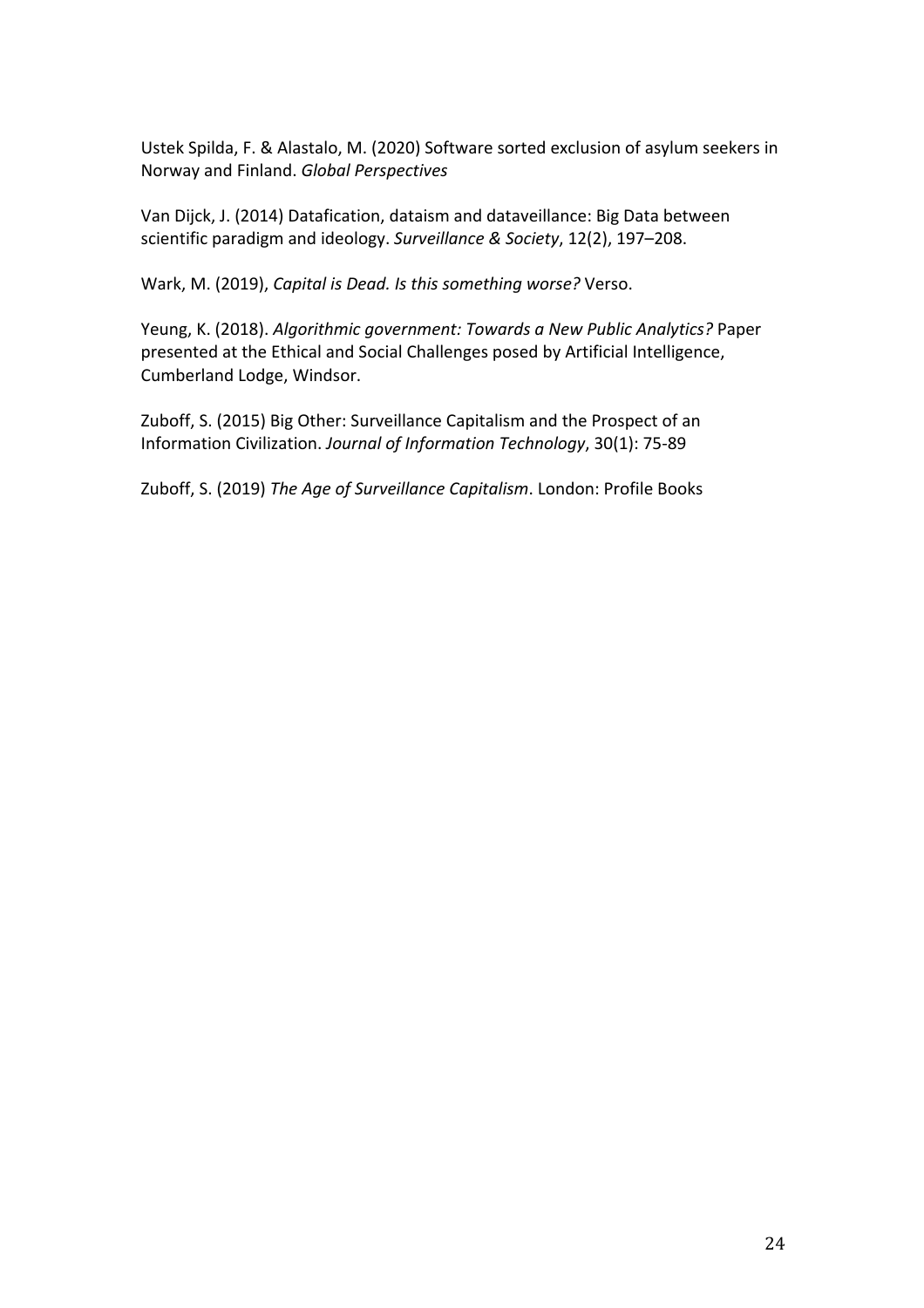Ustek Spilda, F. & Alastalo, M. (2020) Software sorted exclusion of asylum seekers in Norway and Finland. *Global Perspectives*

Van Dijck, J. (2014) Datafication, dataism and dataveillance: Big Data between scientific paradigm and ideology. *Surveillance & Society*, 12(2), 197–208.

Wark, M. (2019), *Capital is Dead. Is this something worse?* Verso.

Yeung, K. (2018). *Algorithmic government: Towards a New Public Analytics?* Paper presented at the Ethical and Social Challenges posed by Artificial Intelligence, Cumberland Lodge, Windsor.

Zuboff, S. (2015) Big Other: Surveillance Capitalism and the Prospect of an Information Civilization. *Journal of Information Technology*, 30(1): 75-89

Zuboff, S. (2019) *The Age of Surveillance Capitalism*. London: Profile Books